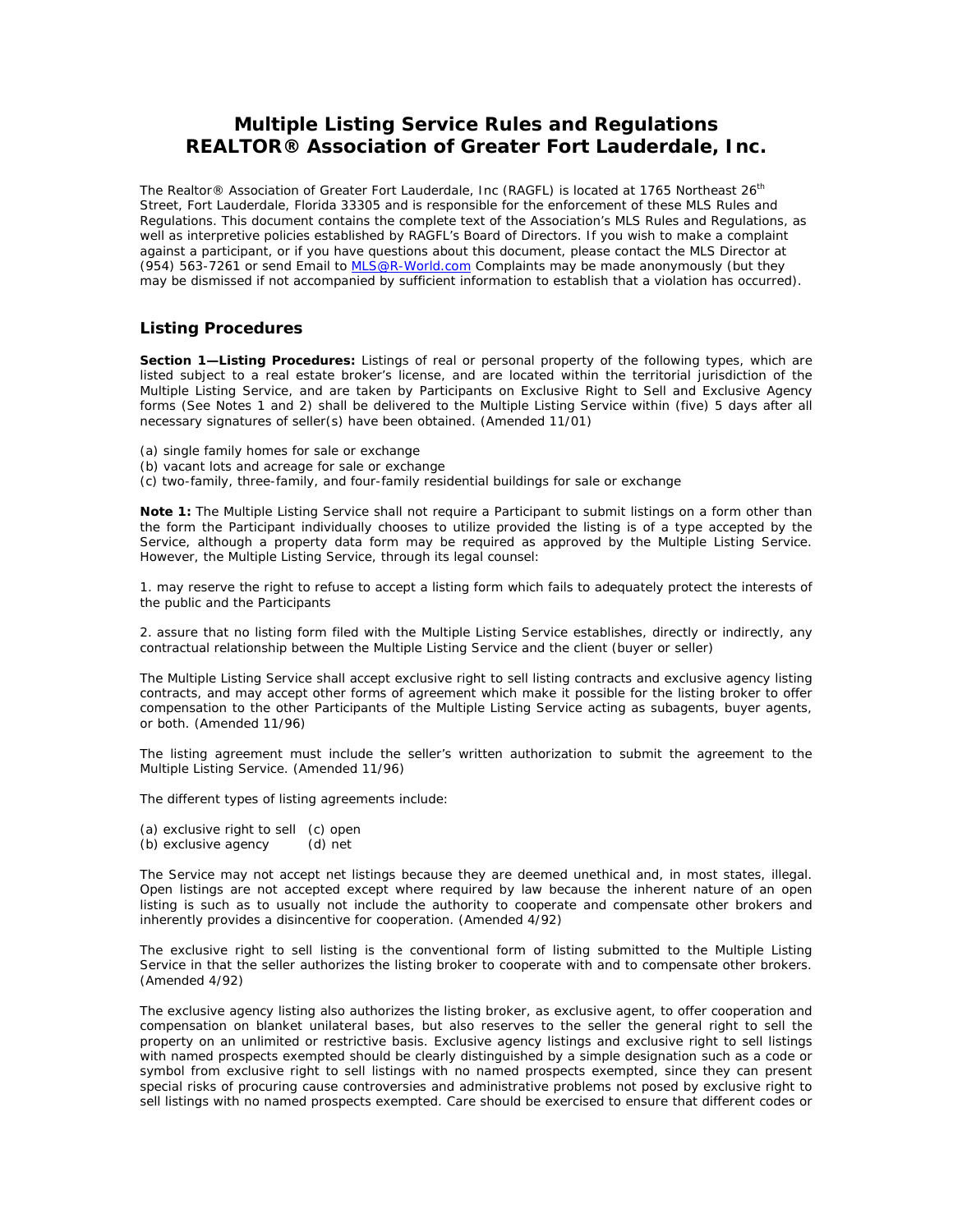# Multiple Listing Service Rules and Regulations
# REALTOR® Association of Greater Fort Lauderdale, Inc.

The Realtor® Association of Greater Fort Lauderdale, Inc (RAGFL) is located at 1765 Northeast 26th Street, Fort Lauderdale, Florida 33305 and is responsible for the enforcement of these MLS Rules and Regulations. This document contains the complete text of the Association's MLS Rules and Regulations, as well as interpretive policies established by RAGFL's Board of Directors. If you wish to make a complaint against a participant, or if you have questions about this document, please contact the MLS Director at (954) 563-7261 or send Email to MLS@R-World.com Complaints may be made anonymously (but they may be dismissed if not accompanied by sufficient information to establish that a violation has occurred).

## Listing Procedures

**Section 1—Listing Procedures:** Listings of real or personal property of the following types, which are listed subject to a real estate broker's license, and are located within the territorial jurisdiction of the Multiple Listing Service, and are taken by Participants on Exclusive Right to Sell and Exclusive Agency forms (See Notes 1 and 2) shall be delivered to the Multiple Listing Service within (five) 5 days after all necessary signatures of seller(s) have been obtained. (Amended 11/01)

(a) single family homes for sale or exchange
(b) vacant lots and acreage for sale or exchange
(c) two-family, three-family, and four-family residential buildings for sale or exchange

**Note 1:** The Multiple Listing Service shall not require a Participant to submit listings on a form other than the form the Participant individually chooses to utilize provided the listing is of a type accepted by the Service, although a property data form may be required as approved by the Multiple Listing Service. However, the Multiple Listing Service, through its legal counsel:

1. may reserve the right to refuse to accept a listing form which fails to adequately protect the interests of the public and the Participants

2. assure that no listing form filed with the Multiple Listing Service establishes, directly or indirectly, any contractual relationship between the Multiple Listing Service and the client (buyer or seller)

The Multiple Listing Service shall accept exclusive right to sell listing contracts and exclusive agency listing contracts, and may accept other forms of agreement which make it possible for the listing broker to offer compensation to the other Participants of the Multiple Listing Service acting as subagents, buyer agents, or both. (Amended 11/96)

The listing agreement must include the seller's written authorization to submit the agreement to the Multiple Listing Service. (Amended 11/96)

The different types of listing agreements include:

(a) exclusive right to sell
(b) exclusive agency
(c) open
(d) net

The Service may not accept net listings because they are deemed unethical and, in most states, illegal. Open listings are not accepted except where required by law because the inherent nature of an open listing is such as to usually not include the authority to cooperate and compensate other brokers and inherently provides a disincentive for cooperation. (Amended 4/92)

The exclusive right to sell listing is the conventional form of listing submitted to the Multiple Listing Service in that the seller authorizes the listing broker to cooperate with and to compensate other brokers. (Amended 4/92)

The exclusive agency listing also authorizes the listing broker, as exclusive agent, to offer cooperation and compensation on blanket unilateral bases, but also reserves to the seller the general right to sell the property on an unlimited or restrictive basis. Exclusive agency listings and exclusive right to sell listings with named prospects exempted should be clearly distinguished by a simple designation such as a code or symbol from exclusive right to sell listings with no named prospects exempted, since they can present special risks of procuring cause controversies and administrative problems not posed by exclusive right to sell listings with no named prospects exempted. Care should be exercised to ensure that different codes or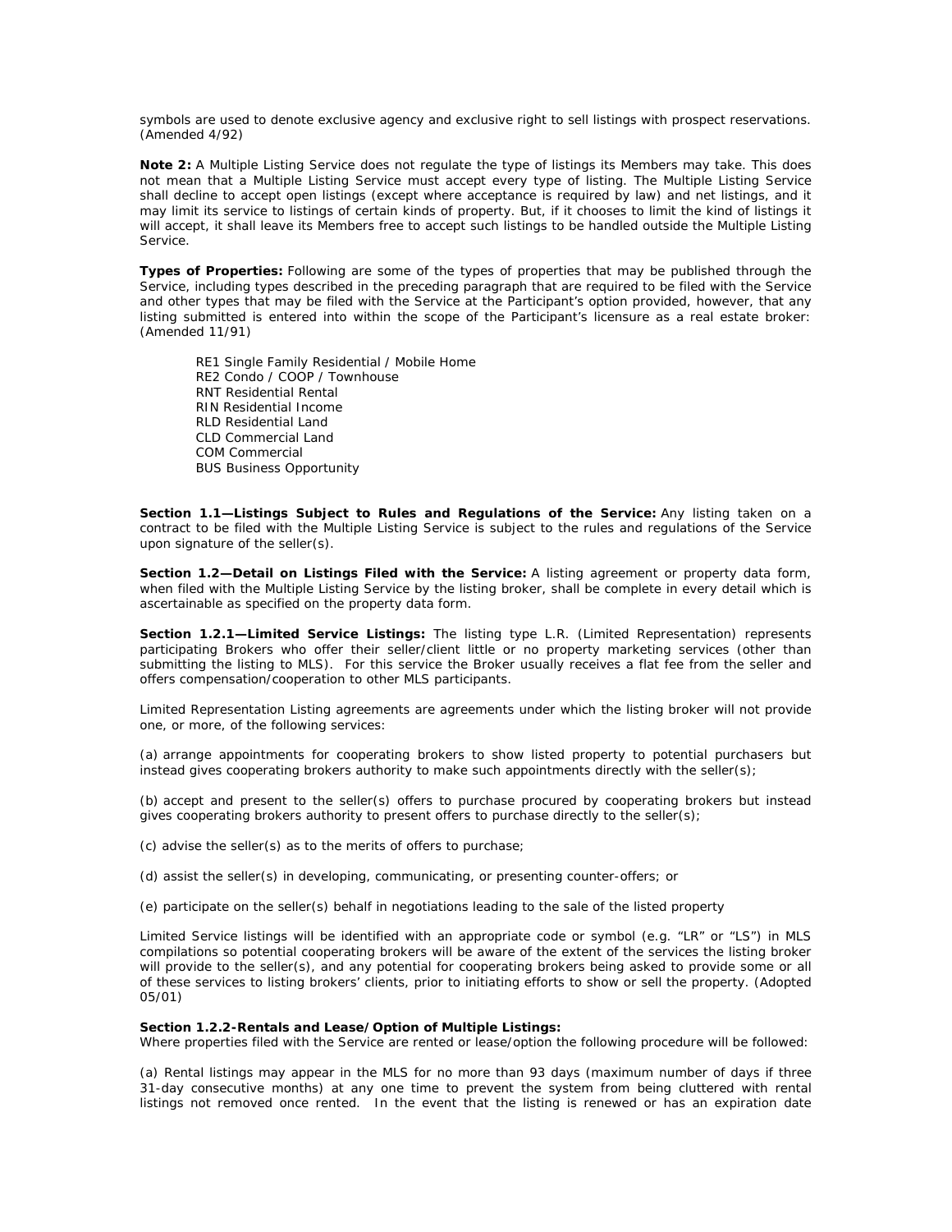symbols are used to denote exclusive agency and exclusive right to sell listings with prospect reservations. (Amended 4/92)

**Note 2:** A Multiple Listing Service does not regulate the type of listings its Members may take. This does not mean that a Multiple Listing Service must accept every type of listing. The Multiple Listing Service shall decline to accept open listings (except where acceptance is required by law) and net listings, and it may limit its service to listings of certain kinds of property. But, if it chooses to limit the kind of listings it will accept, it shall leave its Members free to accept such listings to be handled outside the Multiple Listing Service.

**Types of Properties:** Following are some of the types of properties that may be published through the Service, including types described in the preceding paragraph that are required to be filed with the Service and other types that may be filed with the Service at the Participant's option provided, however, that any listing submitted is entered into within the scope of the Participant's licensure as a real estate broker: (Amended 11/91)

RE1 Single Family Residential / Mobile Home
RE2 Condo / COOP / Townhouse
RNT Residential Rental
RIN Residential Income
RLD Residential Land
CLD Commercial Land
COM Commercial
BUS Business Opportunity

**Section 1.1—Listings Subject to Rules and Regulations of the Service:** Any listing taken on a contract to be filed with the Multiple Listing Service is subject to the rules and regulations of the Service upon signature of the seller(s).

**Section 1.2—Detail on Listings Filed with the Service:** A listing agreement or property data form, when filed with the Multiple Listing Service by the listing broker, shall be complete in every detail which is ascertainable as specified on the property data form.

**Section 1.2.1—Limited Service Listings:** The listing type L.R. (Limited Representation) represents participating Brokers who offer their seller/client little or no property marketing services (other than submitting the listing to MLS). For this service the Broker usually receives a flat fee from the seller and offers compensation/cooperation to other MLS participants.

Limited Representation Listing agreements are agreements under which the listing broker will not provide one, or more, of the following services:

(a) arrange appointments for cooperating brokers to show listed property to potential purchasers but instead gives cooperating brokers authority to make such appointments directly with the seller(s);

(b) accept and present to the seller(s) offers to purchase procured by cooperating brokers but instead gives cooperating brokers authority to present offers to purchase directly to the seller(s);

(c) advise the seller(s) as to the merits of offers to purchase;

(d) assist the seller(s) in developing, communicating, or presenting counter-offers; or

(e) participate on the seller(s) behalf in negotiations leading to the sale of the listed property

Limited Service listings will be identified with an appropriate code or symbol (e.g. "LR" or "LS") in MLS compilations so potential cooperating brokers will be aware of the extent of the services the listing broker will provide to the seller(s), and any potential for cooperating brokers being asked to provide some or all of these services to listing brokers' clients, prior to initiating efforts to show or sell the property. (Adopted 05/01)

**Section 1.2.2-Rentals and Lease/Option of Multiple Listings:**
Where properties filed with the Service are rented or lease/option the following procedure will be followed:

(a) Rental listings may appear in the MLS for no more than 93 days (maximum number of days if three 31-day consecutive months) at any one time to prevent the system from being cluttered with rental listings not removed once rented. In the event that the listing is renewed or has an expiration date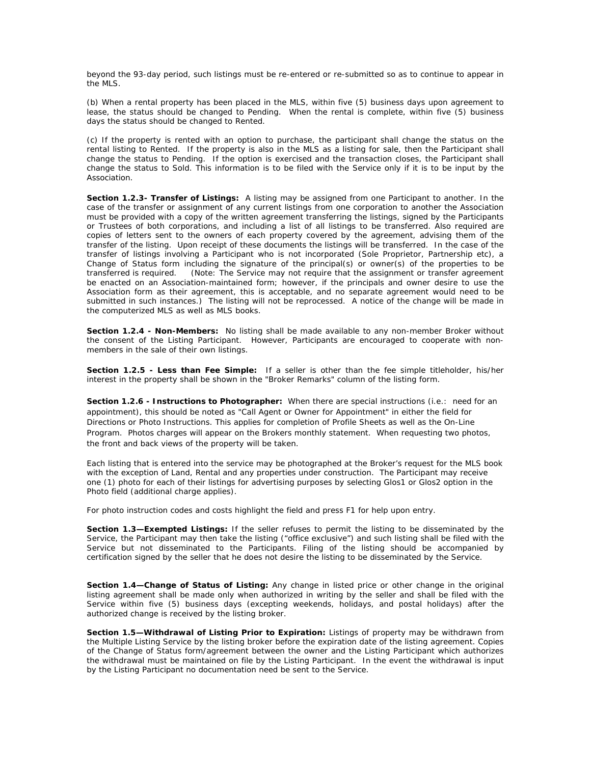beyond the 93-day period, such listings must be re-entered or re-submitted so as to continue to appear in the MLS.

(b) When a rental property has been placed in the MLS, within five (5) business days upon agreement to lease, the status should be changed to Pending. When the rental is complete, within five (5) business days the status should be changed to Rented.

(c) If the property is rented with an option to purchase, the participant shall change the status on the rental listing to Rented. If the property is also in the MLS as a listing for sale, then the Participant shall change the status to Pending. If the option is exercised and the transaction closes, the Participant shall change the status to Sold. This information is to be filed with the Service only if it is to be input by the Association.

**Section 1.2.3- Transfer of Listings:** A listing may be assigned from one Participant to another. In the case of the transfer or assignment of any current listings from one corporation to another the Association must be provided with a copy of the written agreement transferring the listings, signed by the Participants or Trustees of both corporations, and including a list of all listings to be transferred. Also required are copies of letters sent to the owners of each property covered by the agreement, advising them of the transfer of the listing. Upon receipt of these documents the listings will be transferred. In the case of the transfer of listings involving a Participant who is not incorporated (Sole Proprietor, Partnership etc), a Change of Status form including the signature of the principal(s) or owner(s) of the properties to be transferred is required. (Note: The Service may not require that the assignment or transfer agreement be enacted on an Association-maintained form; however, if the principals and owner desire to use the Association form as their agreement, this is acceptable, and no separate agreement would need to be submitted in such instances.) The listing will not be reprocessed. A notice of the change will be made in the computerized MLS as well as MLS books.

**Section 1.2.4 - Non-Members:** No listing shall be made available to any non-member Broker without the consent of the Listing Participant. However, Participants are encouraged to cooperate with non-members in the sale of their own listings.

**Section 1.2.5 - Less than Fee Simple:** If a seller is other than the fee simple titleholder, his/her interest in the property shall be shown in the "Broker Remarks" column of the listing form.

**Section 1.2.6 - Instructions to Photographer:** When there are special instructions (i.e.: need for an appointment), this should be noted as "Call Agent or Owner for Appointment" in either the field for Directions or Photo Instructions. This applies for completion of Profile Sheets as well as the On-Line Program. Photos charges will appear on the Brokers monthly statement. When requesting two photos, the front and back views of the property will be taken.

Each listing that is entered into the service may be photographed at the Broker's request for the MLS book with the exception of Land, Rental and any properties under construction. The Participant may receive one (1) photo for each of their listings for advertising purposes by selecting Glos1 or Glos2 option in the Photo field (additional charge applies).

For photo instruction codes and costs highlight the field and press F1 for help upon entry.

**Section 1.3—Exempted Listings:** If the seller refuses to permit the listing to be disseminated by the Service, the Participant may then take the listing ("office exclusive") and such listing shall be filed with the Service but not disseminated to the Participants. Filing of the listing should be accompanied by certification signed by the seller that he does not desire the listing to be disseminated by the Service.

**Section 1.4—Change of Status of Listing:** Any change in listed price or other change in the original listing agreement shall be made only when authorized in writing by the seller and shall be filed with the Service within five (5) business days (excepting weekends, holidays, and postal holidays) after the authorized change is received by the listing broker.

**Section 1.5—Withdrawal of Listing Prior to Expiration:** Listings of property may be withdrawn from the Multiple Listing Service by the listing broker before the expiration date of the listing agreement. Copies of the Change of Status form/agreement between the owner and the Listing Participant which authorizes the withdrawal must be maintained on file by the Listing Participant. In the event the withdrawal is input by the Listing Participant no documentation need be sent to the Service.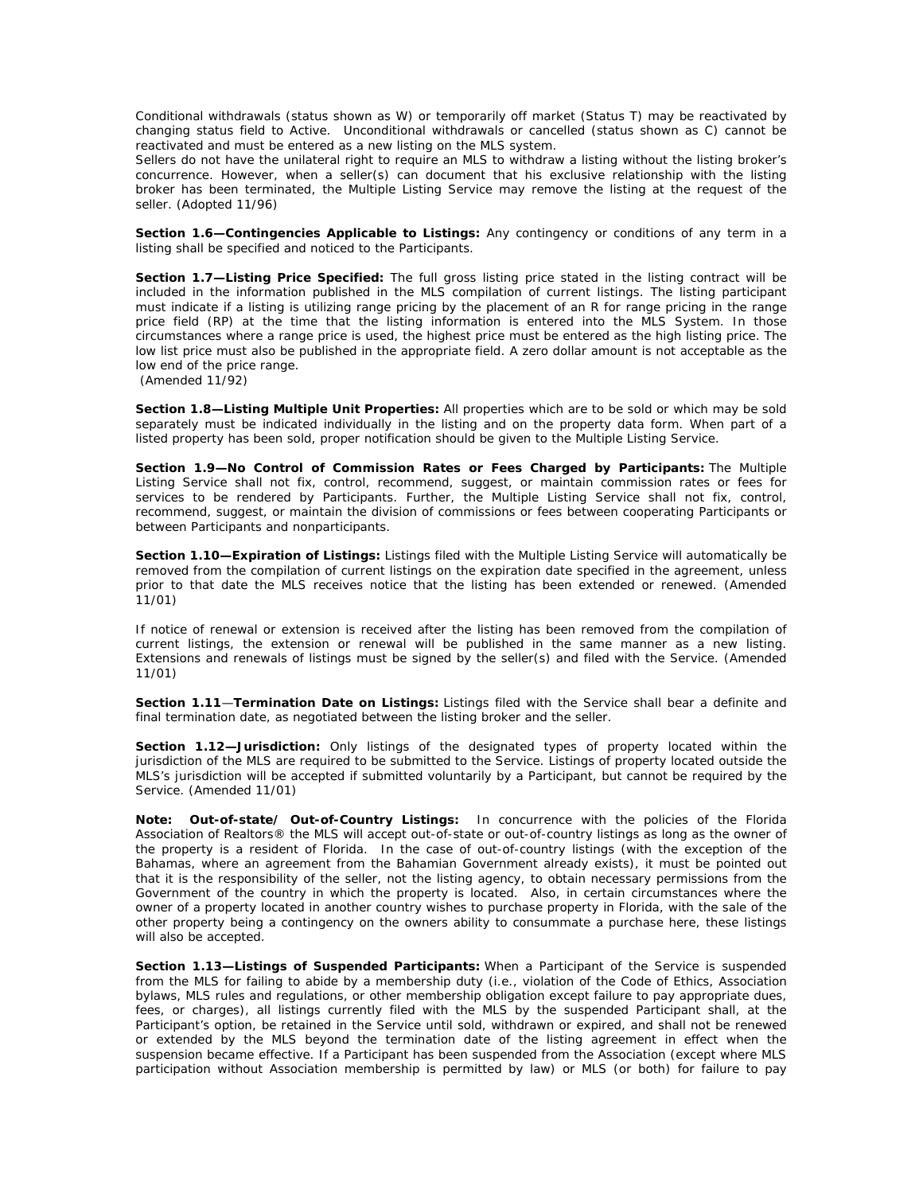Conditional withdrawals (status shown as W) or temporarily off market (Status T) may be reactivated by changing status field to Active. Unconditional withdrawals or cancelled (status shown as C) cannot be reactivated and must be entered as a new listing on the MLS system.
Sellers do not have the unilateral right to require an MLS to withdraw a listing without the listing broker's concurrence. However, when a seller(s) can document that his exclusive relationship with the listing broker has been terminated, the Multiple Listing Service may remove the listing at the request of the seller. (Adopted 11/96)

**Section 1.6—Contingencies Applicable to Listings:** Any contingency or conditions of any term in a listing shall be specified and noticed to the Participants.

**Section 1.7—Listing Price Specified:** The full gross listing price stated in the listing contract will be included in the information published in the MLS compilation of current listings. The listing participant must indicate if a listing is utilizing range pricing by the placement of an R for range pricing in the range price field (RP) at the time that the listing information is entered into the MLS System. In those circumstances where a range price is used, the highest price must be entered as the high listing price. The low list price must also be published in the appropriate field. A zero dollar amount is not acceptable as the low end of the price range.
(Amended 11/92)

**Section 1.8—Listing Multiple Unit Properties:** All properties which are to be sold or which may be sold separately must be indicated individually in the listing and on the property data form. When part of a listed property has been sold, proper notification should be given to the Multiple Listing Service.

**Section 1.9—No Control of Commission Rates or Fees Charged by Participants:** The Multiple Listing Service shall not fix, control, recommend, suggest, or maintain commission rates or fees for services to be rendered by Participants. Further, the Multiple Listing Service shall not fix, control, recommend, suggest, or maintain the division of commissions or fees between cooperating Participants or between Participants and nonparticipants.

**Section 1.10—Expiration of Listings:** Listings filed with the Multiple Listing Service will automatically be removed from the compilation of current listings on the expiration date specified in the agreement, unless prior to that date the MLS receives notice that the listing has been extended or renewed. (Amended 11/01)

If notice of renewal or extension is received after the listing has been removed from the compilation of current listings, the extension or renewal will be published in the same manner as a new listing. Extensions and renewals of listings must be signed by the seller(s) and filed with the Service. (Amended 11/01)

**Section 1.11—Termination Date on Listings:** Listings filed with the Service shall bear a definite and final termination date, as negotiated between the listing broker and the seller.

**Section 1.12—Jurisdiction:** Only listings of the designated types of property located within the jurisdiction of the MLS are required to be submitted to the Service. Listings of property located outside the MLS's jurisdiction will be accepted if submitted voluntarily by a Participant, but cannot be required by the Service. (Amended 11/01)

**Note: Out-of-state/ Out-of-Country Listings:** In concurrence with the policies of the Florida Association of Realtors® the MLS will accept out-of-state or out-of-country listings as long as the owner of the property is a resident of Florida. In the case of out-of-country listings (with the exception of the Bahamas, where an agreement from the Bahamian Government already exists), it must be pointed out that it is the responsibility of the seller, not the listing agency, to obtain necessary permissions from the Government of the country in which the property is located. Also, in certain circumstances where the owner of a property located in another country wishes to purchase property in Florida, with the sale of the other property being a contingency on the owners ability to consummate a purchase here, these listings will also be accepted.

**Section 1.13—Listings of Suspended Participants:** When a Participant of the Service is suspended from the MLS for failing to abide by a membership duty (i.e., violation of the Code of Ethics, Association bylaws, MLS rules and regulations, or other membership obligation except failure to pay appropriate dues, fees, or charges), all listings currently filed with the MLS by the suspended Participant shall, at the Participant's option, be retained in the Service until sold, withdrawn or expired, and shall not be renewed or extended by the MLS beyond the termination date of the listing agreement in effect when the suspension became effective. If a Participant has been suspended from the Association (except where MLS participation without Association membership is permitted by law) or MLS (or both) for failure to pay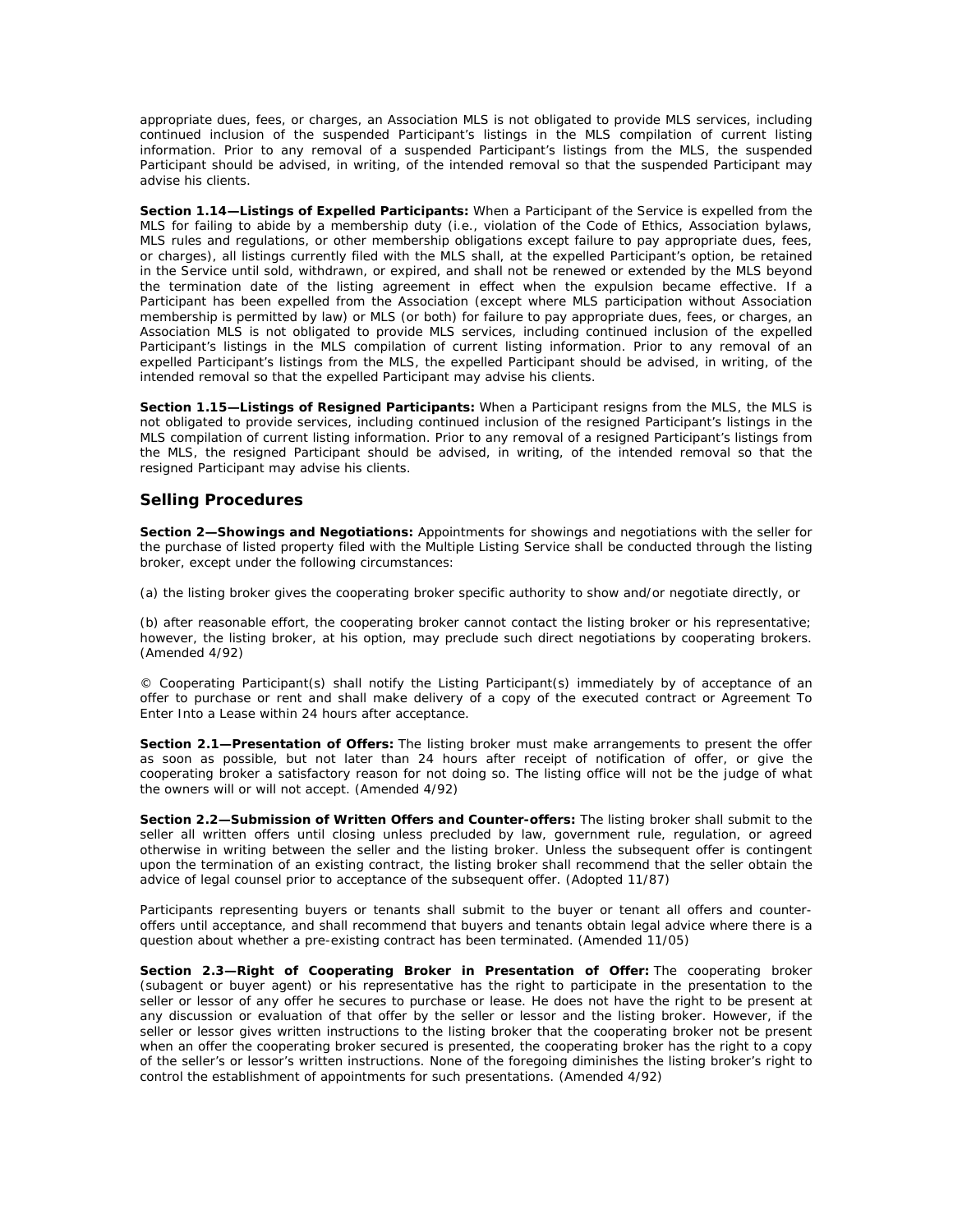appropriate dues, fees, or charges, an Association MLS is not obligated to provide MLS services, including continued inclusion of the suspended Participant's listings in the MLS compilation of current listing information. Prior to any removal of a suspended Participant's listings from the MLS, the suspended Participant should be advised, in writing, of the intended removal so that the suspended Participant may advise his clients.

**Section 1.14—Listings of Expelled Participants:** When a Participant of the Service is expelled from the MLS for failing to abide by a membership duty (i.e., violation of the Code of Ethics, Association bylaws, MLS rules and regulations, or other membership obligations except failure to pay appropriate dues, fees, or charges), all listings currently filed with the MLS shall, at the expelled Participant's option, be retained in the Service until sold, withdrawn, or expired, and shall not be renewed or extended by the MLS beyond the termination date of the listing agreement in effect when the expulsion became effective. If a Participant has been expelled from the Association (except where MLS participation without Association membership is permitted by law) or MLS (or both) for failure to pay appropriate dues, fees, or charges, an Association MLS is not obligated to provide MLS services, including continued inclusion of the expelled Participant's listings in the MLS compilation of current listing information. Prior to any removal of an expelled Participant's listings from the MLS, the expelled Participant should be advised, in writing, of the intended removal so that the expelled Participant may advise his clients.

**Section 1.15—Listings of Resigned Participants:** When a Participant resigns from the MLS, the MLS is not obligated to provide services, including continued inclusion of the resigned Participant's listings in the MLS compilation of current listing information. Prior to any removal of a resigned Participant's listings from the MLS, the resigned Participant should be advised, in writing, of the intended removal so that the resigned Participant may advise his clients.

## Selling Procedures

**Section 2—Showings and Negotiations:** Appointments for showings and negotiations with the seller for the purchase of listed property filed with the Multiple Listing Service shall be conducted through the listing broker, except under the following circumstances:

(a) the listing broker gives the cooperating broker specific authority to show and/or negotiate directly, or

(b) after reasonable effort, the cooperating broker cannot contact the listing broker or his representative; however, the listing broker, at his option, may preclude such direct negotiations by cooperating brokers. (Amended 4/92)

© Cooperating Participant(s) shall notify the Listing Participant(s) immediately by of acceptance of an offer to purchase or rent and shall make delivery of a copy of the executed contract or Agreement To Enter Into a Lease within 24 hours after acceptance.

**Section 2.1—Presentation of Offers:** The listing broker must make arrangements to present the offer as soon as possible, but not later than 24 hours after receipt of notification of offer, or give the cooperating broker a satisfactory reason for not doing so. The listing office will not be the judge of what the owners will or will not accept. (Amended 4/92)

**Section 2.2—Submission of Written Offers and Counter-offers:** The listing broker shall submit to the seller all written offers until closing unless precluded by law, government rule, regulation, or agreed otherwise in writing between the seller and the listing broker. Unless the subsequent offer is contingent upon the termination of an existing contract, the listing broker shall recommend that the seller obtain the advice of legal counsel prior to acceptance of the subsequent offer. (Adopted 11/87)

Participants representing buyers or tenants shall submit to the buyer or tenant all offers and counter-offers until acceptance, and shall recommend that buyers and tenants obtain legal advice where there is a question about whether a pre-existing contract has been terminated. (Amended 11/05)

**Section 2.3—Right of Cooperating Broker in Presentation of Offer:** The cooperating broker (subagent or buyer agent) or his representative has the right to participate in the presentation to the seller or lessor of any offer he secures to purchase or lease. He does not have the right to be present at any discussion or evaluation of that offer by the seller or lessor and the listing broker. However, if the seller or lessor gives written instructions to the listing broker that the cooperating broker not be present when an offer the cooperating broker secured is presented, the cooperating broker has the right to a copy of the seller's or lessor's written instructions. None of the foregoing diminishes the listing broker's right to control the establishment of appointments for such presentations. (Amended 4/92)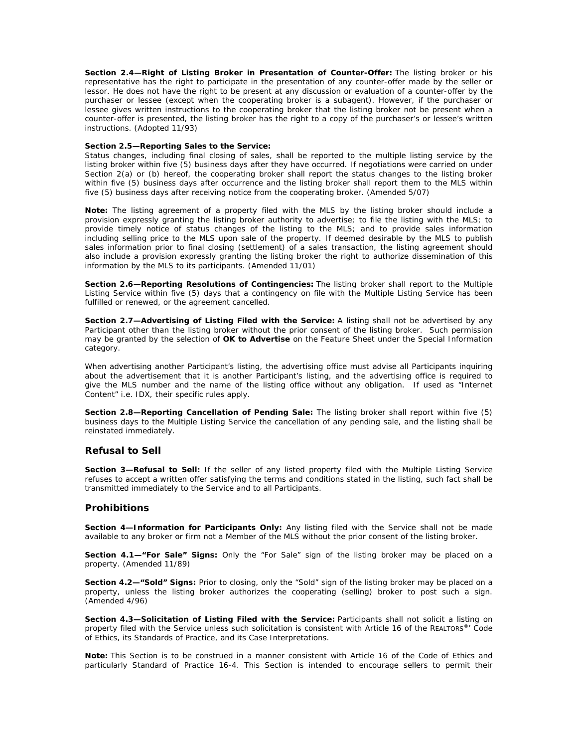**Section 2.4—Right of Listing Broker in Presentation of Counter-Offer:** The listing broker or his representative has the right to participate in the presentation of any counter-offer made by the seller or lessor. He does not have the right to be present at any discussion or evaluation of a counter-offer by the purchaser or lessee (except when the cooperating broker is a subagent). However, if the purchaser or lessee gives written instructions to the cooperating broker that the listing broker not be present when a counter-offer is presented, the listing broker has the right to a copy of the purchaser's or lessee's written instructions. (Adopted 11/93)

**Section 2.5—Reporting Sales to the Service:**
Status changes, including final closing of sales, shall be reported to the multiple listing service by the listing broker within five (5) business days after they have occurred. If negotiations were carried on under Section 2(a) or (b) hereof, the cooperating broker shall report the status changes to the listing broker within five (5) business days after occurrence and the listing broker shall report them to the MLS within five (5) business days after receiving notice from the cooperating broker. (Amended 5/07)

**Note:** The listing agreement of a property filed with the MLS by the listing broker should include a provision expressly granting the listing broker authority to advertise; to file the listing with the MLS; to provide timely notice of status changes of the listing to the MLS; and to provide sales information including selling price to the MLS upon sale of the property. If deemed desirable by the MLS to publish sales information prior to final closing (settlement) of a sales transaction, the listing agreement should also include a provision expressly granting the listing broker the right to authorize dissemination of this information by the MLS to its participants. (Amended 11/01)

**Section 2.6—Reporting Resolutions of Contingencies:** The listing broker shall report to the Multiple Listing Service within five (5) days that a contingency on file with the Multiple Listing Service has been fulfilled or renewed, or the agreement cancelled.

**Section 2.7—Advertising of Listing Filed with the Service:** A listing shall not be advertised by any Participant other than the listing broker without the prior consent of the listing broker. Such permission may be granted by the selection of **OK to Advertise** on the Feature Sheet under the Special Information category.

When advertising another Participant's listing, the advertising office must advise all Participants inquiring about the advertisement that it is another Participant's listing, and the advertising office is required to give the MLS number and the name of the listing office without any obligation. If used as "Internet Content" i.e. IDX, their specific rules apply.

**Section 2.8—Reporting Cancellation of Pending Sale:** The listing broker shall report within five (5) business days to the Multiple Listing Service the cancellation of any pending sale, and the listing shall be reinstated immediately.

## Refusal to Sell

**Section 3—Refusal to Sell:** If the seller of any listed property filed with the Multiple Listing Service refuses to accept a written offer satisfying the terms and conditions stated in the listing, such fact shall be transmitted immediately to the Service and to all Participants.

## Prohibitions

**Section 4—Information for Participants Only:** Any listing filed with the Service shall not be made available to any broker or firm not a Member of the MLS without the prior consent of the listing broker.

**Section 4.1—"For Sale" Signs:** Only the "For Sale" sign of the listing broker may be placed on a property. (Amended 11/89)

**Section 4.2—"Sold" Signs:** Prior to closing, only the "Sold" sign of the listing broker may be placed on a property, unless the listing broker authorizes the cooperating (selling) broker to post such a sign. (Amended 4/96)

**Section 4.3—Solicitation of Listing Filed with the Service:** Participants shall not solicit a listing on property filed with the Service unless such solicitation is consistent with Article 16 of the REALTORS®' Code of Ethics, its Standards of Practice, and its Case Interpretations.

**Note:** This Section is to be construed in a manner consistent with Article 16 of the Code of Ethics and particularly Standard of Practice 16-4. This Section is intended to encourage sellers to permit their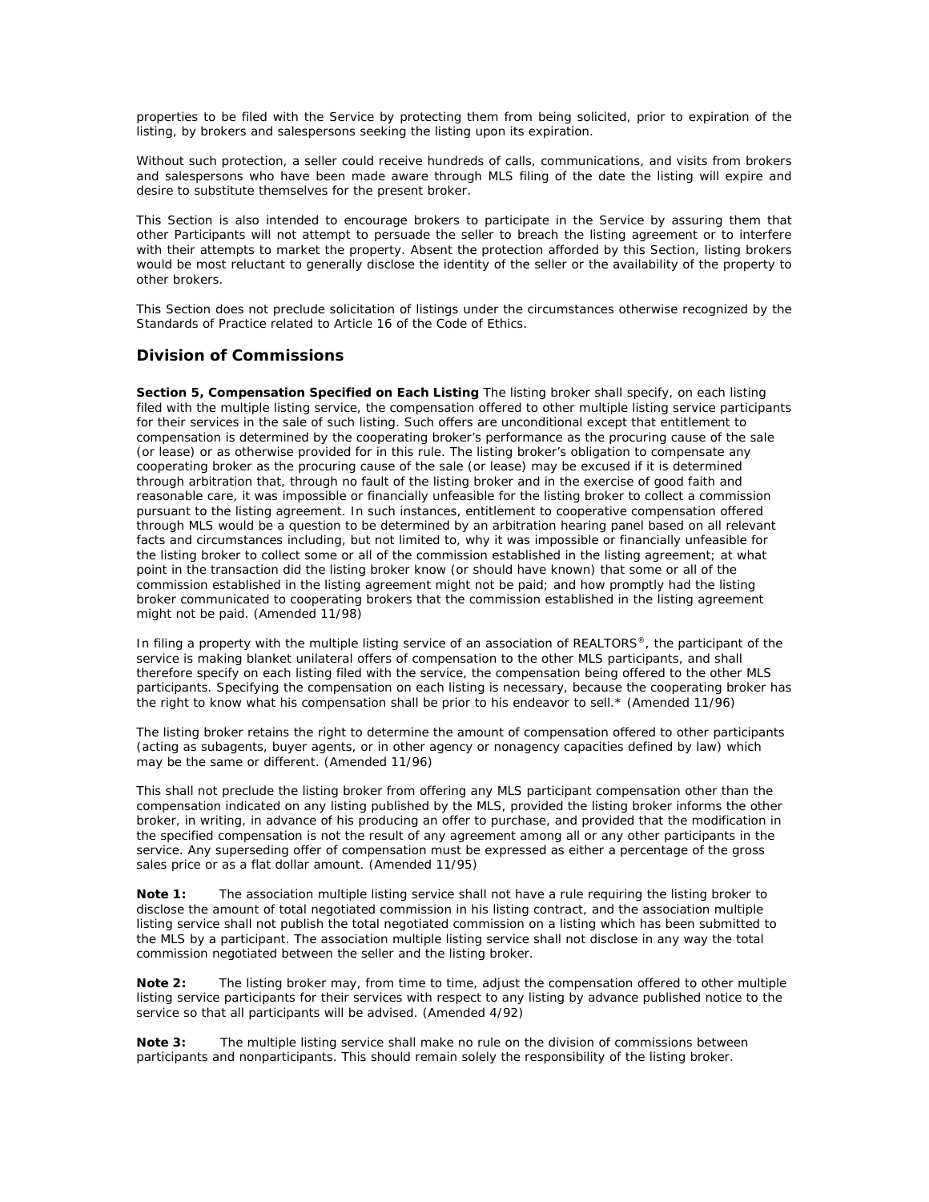properties to be filed with the Service by protecting them from being solicited, prior to expiration of the listing, by brokers and salespersons seeking the listing upon its expiration.

Without such protection, a seller could receive hundreds of calls, communications, and visits from brokers and salespersons who have been made aware through MLS filing of the date the listing will expire and desire to substitute themselves for the present broker.

This Section is also intended to encourage brokers to participate in the Service by assuring them that other Participants will not attempt to persuade the seller to breach the listing agreement or to interfere with their attempts to market the property. Absent the protection afforded by this Section, listing brokers would be most reluctant to generally disclose the identity of the seller or the availability of the property to other brokers.

This Section does not preclude solicitation of listings under the circumstances otherwise recognized by the Standards of Practice related to Article 16 of the Code of Ethics.

## Division of Commissions

**Section 5, Compensation Specified on Each Listing** The listing broker shall specify, on each listing filed with the multiple listing service, the compensation offered to other multiple listing service participants for their services in the sale of such listing. Such offers are unconditional except that entitlement to compensation is determined by the cooperating broker's performance as the procuring cause of the sale (or lease) or as otherwise provided for in this rule. The listing broker's obligation to compensate any cooperating broker as the procuring cause of the sale (or lease) may be excused if it is determined through arbitration that, through no fault of the listing broker and in the exercise of good faith and reasonable care, it was impossible or financially unfeasible for the listing broker to collect a commission pursuant to the listing agreement. In such instances, entitlement to cooperative compensation offered through MLS would be a question to be determined by an arbitration hearing panel based on all relevant facts and circumstances including, but not limited to, why it was impossible or financially unfeasible for the listing broker to collect some or all of the commission established in the listing agreement; at what point in the transaction did the listing broker know (or should have known) that some or all of the commission established in the listing agreement might not be paid; and how promptly had the listing broker communicated to cooperating brokers that the commission established in the listing agreement might not be paid. (Amended 11/98)

In filing a property with the multiple listing service of an association of REALTORS®, the participant of the service is making blanket unilateral offers of compensation to the other MLS participants, and shall therefore specify on each listing filed with the service, the compensation being offered to the other MLS participants. Specifying the compensation on each listing is necessary, because the cooperating broker has the right to know what his compensation shall be prior to his endeavor to sell.* (Amended 11/96)

The listing broker retains the right to determine the amount of compensation offered to other participants (acting as subagents, buyer agents, or in other agency or nonagency capacities defined by law) which may be the same or different. (Amended 11/96)

This shall not preclude the listing broker from offering any MLS participant compensation other than the compensation indicated on any listing published by the MLS, provided the listing broker informs the other broker, in writing, in advance of his producing an offer to purchase, and provided that the modification in the specified compensation is not the result of any agreement among all or any other participants in the service. Any superseding offer of compensation must be expressed as either a percentage of the gross sales price or as a flat dollar amount. (Amended 11/95)

**Note 1:** The association multiple listing service shall not have a rule requiring the listing broker to disclose the amount of total negotiated commission in his listing contract, and the association multiple listing service shall not publish the total negotiated commission on a listing which has been submitted to the MLS by a participant. The association multiple listing service shall not disclose in any way the total commission negotiated between the seller and the listing broker.

**Note 2:** The listing broker may, from time to time, adjust the compensation offered to other multiple listing service participants for their services with respect to any listing by advance published notice to the service so that all participants will be advised. (Amended 4/92)

**Note 3:** The multiple listing service shall make no rule on the division of commissions between participants and nonparticipants. This should remain solely the responsibility of the listing broker.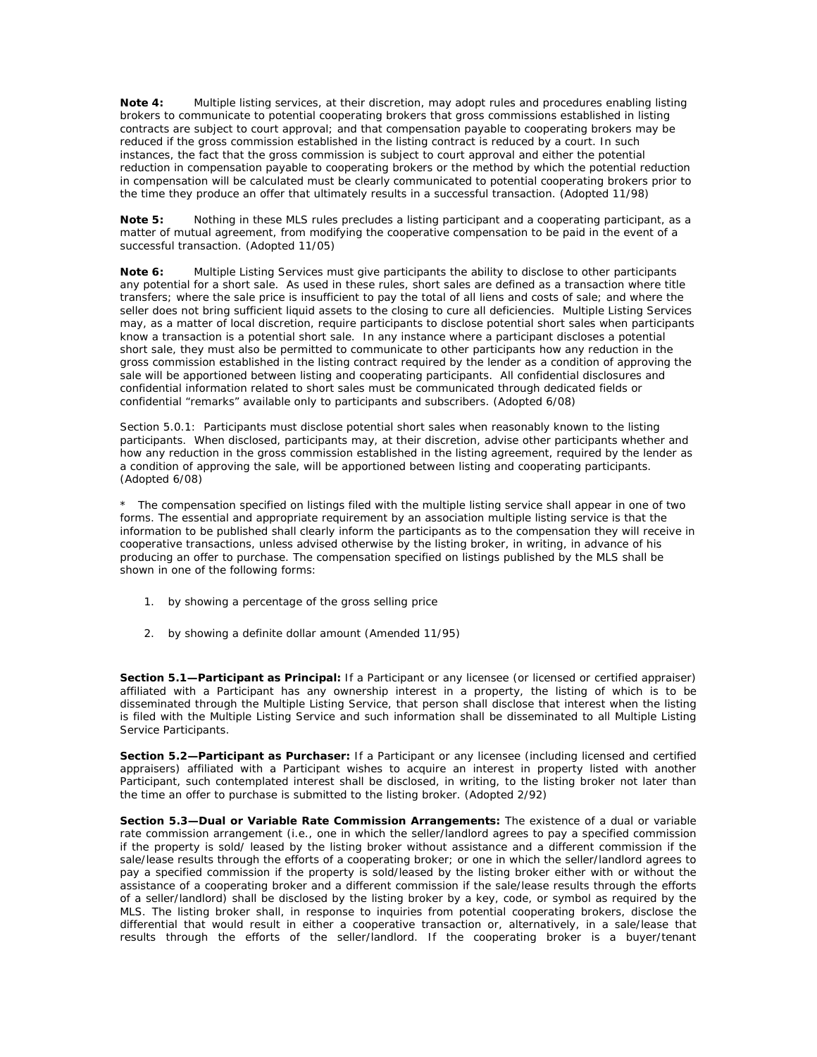**Note 4:** Multiple listing services, at their discretion, may adopt rules and procedures enabling listing brokers to communicate to potential cooperating brokers that gross commissions established in listing contracts are subject to court approval; and that compensation payable to cooperating brokers may be reduced if the gross commission established in the listing contract is reduced by a court. In such instances, the fact that the gross commission is subject to court approval and either the potential reduction in compensation payable to cooperating brokers or the method by which the potential reduction in compensation will be calculated must be clearly communicated to potential cooperating brokers prior to the time they produce an offer that ultimately results in a successful transaction. (Adopted 11/98)

**Note 5:** Nothing in these MLS rules precludes a listing participant and a cooperating participant, as a matter of mutual agreement, from modifying the cooperative compensation to be paid in the event of a successful transaction. (Adopted 11/05)

**Note 6:** Multiple Listing Services must give participants the ability to disclose to other participants any potential for a short sale. As used in these rules, short sales are defined as a transaction where title transfers; where the sale price is insufficient to pay the total of all liens and costs of sale; and where the seller does not bring sufficient liquid assets to the closing to cure all deficiencies. Multiple Listing Services may, as a matter of local discretion, require participants to disclose potential short sales when participants know a transaction is a potential short sale. In any instance where a participant discloses a potential short sale, they must also be permitted to communicate to other participants how any reduction in the gross commission established in the listing contract required by the lender as a condition of approving the sale will be apportioned between listing and cooperating participants. All confidential disclosures and confidential information related to short sales must be communicated through dedicated fields or confidential "remarks" available only to participants and subscribers. (Adopted 6/08)

Section 5.0.1: Participants must disclose potential short sales when reasonably known to the listing participants. When disclosed, participants may, at their discretion, advise other participants whether and how any reduction in the gross commission established in the listing agreement, required by the lender as a condition of approving the sale, will be apportioned between listing and cooperating participants. (Adopted 6/08)

\* The compensation specified on listings filed with the multiple listing service shall appear in one of two forms. The essential and appropriate requirement by an association multiple listing service is that the information to be published shall clearly inform the participants as to the compensation they will receive in cooperative transactions, unless advised otherwise by the listing broker, in writing, in advance of his producing an offer to purchase. The compensation specified on listings published by the MLS shall be shown in one of the following forms:

1. by showing a percentage of the gross selling price
2. by showing a definite dollar amount (Amended 11/95)

**Section 5.1—Participant as Principal:** If a Participant or any licensee (or licensed or certified appraiser) affiliated with a Participant has any ownership interest in a property, the listing of which is to be disseminated through the Multiple Listing Service, that person shall disclose that interest when the listing is filed with the Multiple Listing Service and such information shall be disseminated to all Multiple Listing Service Participants.

**Section 5.2—Participant as Purchaser:** If a Participant or any licensee (including licensed and certified appraisers) affiliated with a Participant wishes to acquire an interest in property listed with another Participant, such contemplated interest shall be disclosed, in writing, to the listing broker not later than the time an offer to purchase is submitted to the listing broker. (Adopted 2/92)

**Section 5.3—Dual or Variable Rate Commission Arrangements:** The existence of a dual or variable rate commission arrangement (i.e., one in which the seller/landlord agrees to pay a specified commission if the property is sold/ leased by the listing broker without assistance and a different commission if the sale/lease results through the efforts of a cooperating broker; or one in which the seller/landlord agrees to pay a specified commission if the property is sold/leased by the listing broker either with or without the assistance of a cooperating broker and a different commission if the sale/lease results through the efforts of a seller/landlord) shall be disclosed by the listing broker by a key, code, or symbol as required by the MLS. The listing broker shall, in response to inquiries from potential cooperating brokers, disclose the differential that would result in either a cooperative transaction or, alternatively, in a sale/lease that results through the efforts of the seller/landlord. If the cooperating broker is a buyer/tenant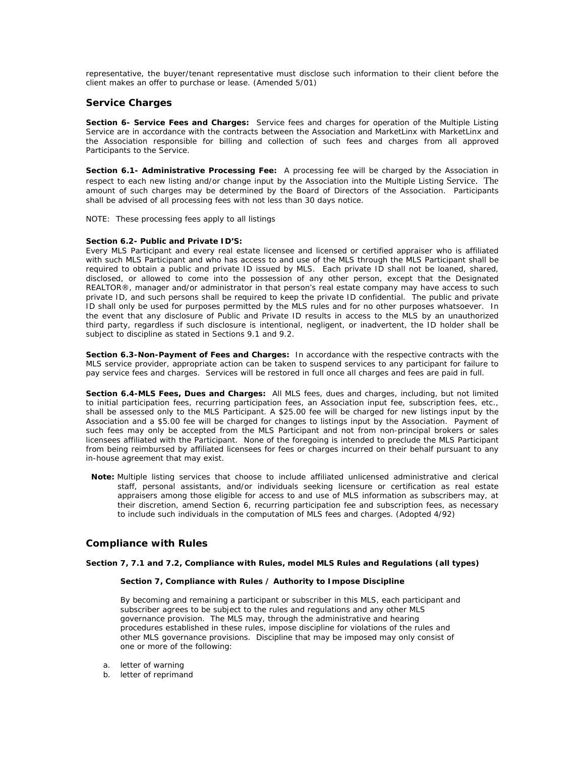representative, the buyer/tenant representative must disclose such information to their client before the client makes an offer to purchase or lease. (Amended 5/01)

## Service Charges

**Section 6- Service Fees and Charges:** Service fees and charges for operation of the Multiple Listing Service are in accordance with the contracts between the Association and MarketLinx with MarketLinx and the Association responsible for billing and collection of such fees and charges from all approved Participants to the Service.

**Section 6.1- Administrative Processing Fee:** A processing fee will be charged by the Association in respect to each new listing and/or change input by the Association into the Multiple Listing Service. The amount of such charges may be determined by the Board of Directors of the Association. Participants shall be advised of all processing fees with not less than 30 days notice.

NOTE: These processing fees apply to all listings

**Section 6.2- Public and Private ID'S:**
Every MLS Participant and every real estate licensee and licensed or certified appraiser who is affiliated with such MLS Participant and who has access to and use of the MLS through the MLS Participant shall be required to obtain a public and private ID issued by MLS. Each private ID shall not be loaned, shared, disclosed, or allowed to come into the possession of any other person, except that the Designated REALTOR®, manager and/or administrator in that person's real estate company may have access to such private ID, and such persons shall be required to keep the private ID confidential. The public and private ID shall only be used for purposes permitted by the MLS rules and for no other purposes whatsoever. In the event that any disclosure of Public and Private ID results in access to the MLS by an unauthorized third party, regardless if such disclosure is intentional, negligent, or inadvertent, the ID holder shall be subject to discipline as stated in Sections 9.1 and 9.2.

**Section 6.3-Non-Payment of Fees and Charges:** In accordance with the respective contracts with the MLS service provider, appropriate action can be taken to suspend services to any participant for failure to pay service fees and charges. Services will be restored in full once all charges and fees are paid in full.

**Section 6.4-MLS Fees, Dues and Charges:** All MLS fees, dues and charges, including, but not limited to initial participation fees, recurring participation fees, an Association input fee, subscription fees, etc., shall be assessed only to the MLS Participant. A $25.00 fee will be charged for new listings input by the Association and a $5.00 fee will be charged for changes to listings input by the Association. Payment of such fees may only be accepted from the MLS Participant and not from non-principal brokers or sales licensees affiliated with the Participant. None of the foregoing is intended to preclude the MLS Participant from being reimbursed by affiliated licensees for fees or charges incurred on their behalf pursuant to any in-house agreement that may exist.

**Note:** Multiple listing services that choose to include affiliated unlicensed administrative and clerical staff, personal assistants, and/or individuals seeking licensure or certification as real estate appraisers among those eligible for access to and use of MLS information as subscribers may, at their discretion, amend Section 6, recurring participation fee and subscription fees, as necessary to include such individuals in the computation of MLS fees and charges. (Adopted 4/92)

## Compliance with Rules

**Section 7, 7.1 and 7.2, Compliance with Rules, model MLS Rules and Regulations (all types)**

**Section 7, Compliance with Rules / Authority to Impose Discipline**

By becoming and remaining a participant or subscriber in this MLS, each participant and subscriber agrees to be subject to the rules and regulations and any other MLS governance provision. The MLS may, through the administrative and hearing procedures established in these rules, impose discipline for violations of the rules and other MLS governance provisions. Discipline that may be imposed may only consist of one or more of the following:

a. letter of warning
b. letter of reprimand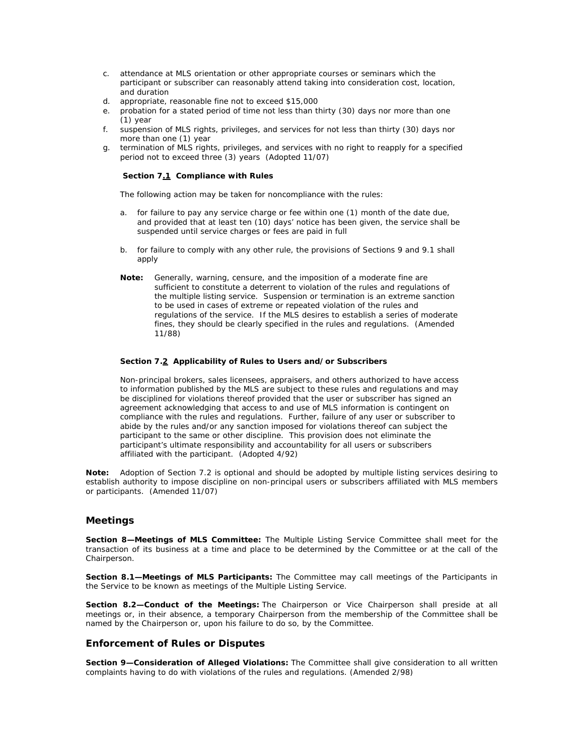c. attendance at MLS orientation or other appropriate courses or seminars which the participant or subscriber can reasonably attend taking into consideration cost, location, and duration
d. appropriate, reasonable fine not to exceed $15,000
e. probation for a stated period of time not less than thirty (30) days nor more than one (1) year
f. suspension of MLS rights, privileges, and services for not less than thirty (30) days nor more than one (1) year
g. termination of MLS rights, privileges, and services with no right to reapply for a specified period not to exceed three (3) years (Adopted 11/07)

**Section 7.1 Compliance with Rules**

The following action may be taken for noncompliance with the rules:

a. for failure to pay any service charge or fee within one (1) month of the date due, and provided that at least ten (10) days' notice has been given, the service shall be suspended until service charges or fees are paid in full

b. for failure to comply with any other rule, the provisions of Sections 9 and 9.1 shall apply

**Note:** Generally, warning, censure, and the imposition of a moderate fine are sufficient to constitute a deterrent to violation of the rules and regulations of the multiple listing service. Suspension or termination is an extreme sanction to be used in cases of extreme or repeated violation of the rules and regulations of the service. If the MLS desires to establish a series of moderate fines, they should be clearly specified in the rules and regulations. (Amended 11/88)

**Section 7.2 Applicability of Rules to Users and/or Subscribers**

Non-principal brokers, sales licensees, appraisers, and others authorized to have access to information published by the MLS are subject to these rules and regulations and may be disciplined for violations thereof provided that the user or subscriber has signed an agreement acknowledging that access to and use of MLS information is contingent on compliance with the rules and regulations. Further, failure of any user or subscriber to abide by the rules and/or any sanction imposed for violations thereof can subject the participant to the same or other discipline. This provision does not eliminate the participant's ultimate responsibility and accountability for all users or subscribers affiliated with the participant. (Adopted 4/92)

**Note:** Adoption of Section 7.2 is optional and should be adopted by multiple listing services desiring to establish authority to impose discipline on non-principal users or subscribers affiliated with MLS members or participants. (Amended 11/07)

## Meetings

**Section 8—Meetings of MLS Committee:** The Multiple Listing Service Committee shall meet for the transaction of its business at a time and place to be determined by the Committee or at the call of the Chairperson.

**Section 8.1—Meetings of MLS Participants:** The Committee may call meetings of the Participants in the Service to be known as meetings of the Multiple Listing Service.

**Section 8.2—Conduct of the Meetings:** The Chairperson or Vice Chairperson shall preside at all meetings or, in their absence, a temporary Chairperson from the membership of the Committee shall be named by the Chairperson or, upon his failure to do so, by the Committee.

## Enforcement of Rules or Disputes

**Section 9—Consideration of Alleged Violations:** The Committee shall give consideration to all written complaints having to do with violations of the rules and regulations. (Amended 2/98)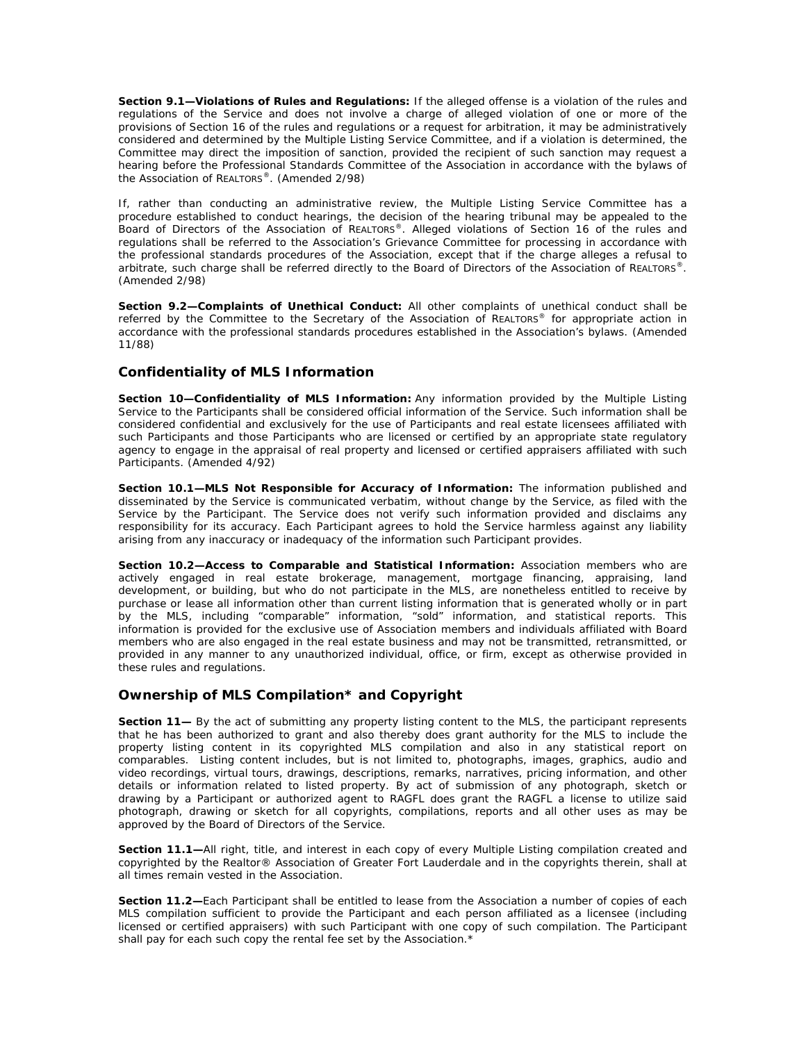**Section 9.1—Violations of Rules and Regulations:** If the alleged offense is a violation of the rules and regulations of the Service and does not involve a charge of alleged violation of one or more of the provisions of Section 16 of the rules and regulations or a request for arbitration, it may be administratively considered and determined by the Multiple Listing Service Committee, and if a violation is determined, the Committee may direct the imposition of sanction, provided the recipient of such sanction may request a hearing before the Professional Standards Committee of the Association in accordance with the bylaws of the Association of REALTORS®. (Amended 2/98)

If, rather than conducting an administrative review, the Multiple Listing Service Committee has a procedure established to conduct hearings, the decision of the hearing tribunal may be appealed to the Board of Directors of the Association of REALTORS®. Alleged violations of Section 16 of the rules and regulations shall be referred to the Association's Grievance Committee for processing in accordance with the professional standards procedures of the Association, except that if the charge alleges a refusal to arbitrate, such charge shall be referred directly to the Board of Directors of the Association of REALTORS®. (Amended 2/98)

**Section 9.2—Complaints of Unethical Conduct:** All other complaints of unethical conduct shall be referred by the Committee to the Secretary of the Association of REALTORS® for appropriate action in accordance with the professional standards procedures established in the Association's bylaws. (Amended 11/88)

## Confidentiality of MLS Information

**Section 10—Confidentiality of MLS Information:** Any information provided by the Multiple Listing Service to the Participants shall be considered official information of the Service. Such information shall be considered confidential and exclusively for the use of Participants and real estate licensees affiliated with such Participants and those Participants who are licensed or certified by an appropriate state regulatory agency to engage in the appraisal of real property and licensed or certified appraisers affiliated with such Participants. (Amended 4/92)

**Section 10.1—MLS Not Responsible for Accuracy of Information:** The information published and disseminated by the Service is communicated verbatim, without change by the Service, as filed with the Service by the Participant. The Service does not verify such information provided and disclaims any responsibility for its accuracy. Each Participant agrees to hold the Service harmless against any liability arising from any inaccuracy or inadequacy of the information such Participant provides.

**Section 10.2—Access to Comparable and Statistical Information:** Association members who are actively engaged in real estate brokerage, management, mortgage financing, appraising, land development, or building, but who do not participate in the MLS, are nonetheless entitled to receive by purchase or lease all information other than current listing information that is generated wholly or in part by the MLS, including "comparable" information, "sold" information, and statistical reports. This information is provided for the exclusive use of Association members and individuals affiliated with Board members who are also engaged in the real estate business and may not be transmitted, retransmitted, or provided in any manner to any unauthorized individual, office, or firm, except as otherwise provided in these rules and regulations.

## Ownership of MLS Compilation* and Copyright

**Section 11—** By the act of submitting any property listing content to the MLS, the participant represents that he has been authorized to grant and also thereby does grant authority for the MLS to include the property listing content in its copyrighted MLS compilation and also in any statistical report on comparables. Listing content includes, but is not limited to, photographs, images, graphics, audio and video recordings, virtual tours, drawings, descriptions, remarks, narratives, pricing information, and other details or information related to listed property. By act of submission of any photograph, sketch or drawing by a Participant or authorized agent to RAGFL does grant the RAGFL a license to utilize said photograph, drawing or sketch for all copyrights, compilations, reports and all other uses as may be approved by the Board of Directors of the Service.

**Section 11.1—**All right, title, and interest in each copy of every Multiple Listing compilation created and copyrighted by the Realtor® Association of Greater Fort Lauderdale and in the copyrights therein, shall at all times remain vested in the Association.

**Section 11.2—**Each Participant shall be entitled to lease from the Association a number of copies of each MLS compilation sufficient to provide the Participant and each person affiliated as a licensee (including licensed or certified appraisers) with such Participant with one copy of such compilation. The Participant shall pay for each such copy the rental fee set by the Association.*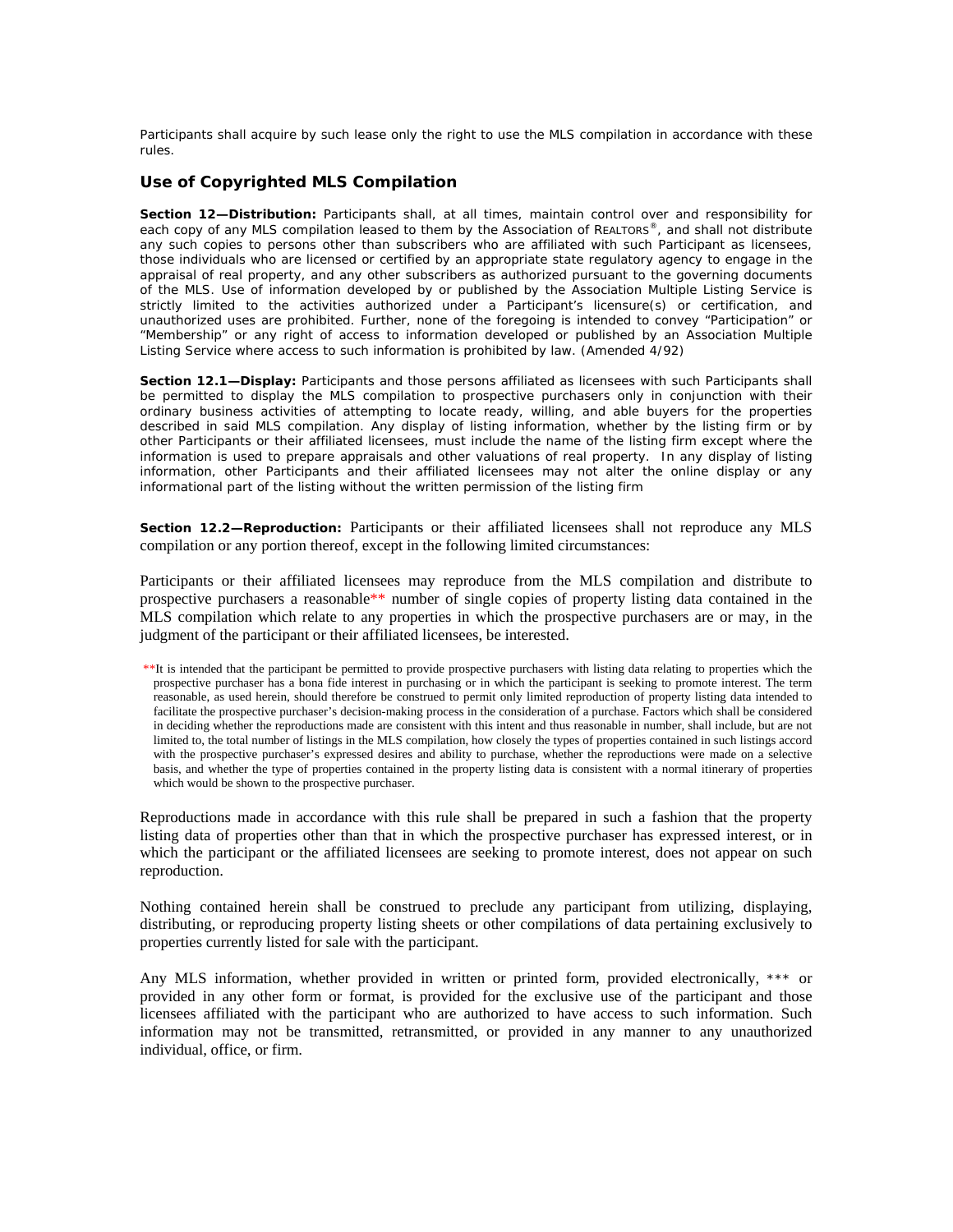Participants shall acquire by such lease only the right to use the MLS compilation in accordance with these rules.

## Use of Copyrighted MLS Compilation

**Section 12—Distribution:** Participants shall, at all times, maintain control over and responsibility for each copy of any MLS compilation leased to them by the Association of REALTORS®, and shall not distribute any such copies to persons other than subscribers who are affiliated with such Participant as licensees, those individuals who are licensed or certified by an appropriate state regulatory agency to engage in the appraisal of real property, and any other subscribers as authorized pursuant to the governing documents of the MLS. Use of information developed by or published by the Association Multiple Listing Service is strictly limited to the activities authorized under a Participant's licensure(s) or certification, and unauthorized uses are prohibited. Further, none of the foregoing is intended to convey "Participation" or "Membership" or any right of access to information developed or published by an Association Multiple Listing Service where access to such information is prohibited by law. (Amended 4/92)

**Section 12.1—Display:** Participants and those persons affiliated as licensees with such Participants shall be permitted to display the MLS compilation to prospective purchasers only in conjunction with their ordinary business activities of attempting to locate ready, willing, and able buyers for the properties described in said MLS compilation. Any display of listing information, whether by the listing firm or by other Participants or their affiliated licensees, must include the name of the listing firm except where the information is used to prepare appraisals and other valuations of real property. In any display of listing information, other Participants and their affiliated licensees may not alter the online display or any informational part of the listing without the written permission of the listing firm

**Section 12.2—Reproduction:** Participants or their affiliated licensees shall not reproduce any MLS compilation or any portion thereof, except in the following limited circumstances:

Participants or their affiliated licensees may reproduce from the MLS compilation and distribute to prospective purchasers a reasonable** number of single copies of property listing data contained in the MLS compilation which relate to any properties in which the prospective purchasers are or may, in the judgment of the participant or their affiliated licensees, be interested.

**It is intended that the participant be permitted to provide prospective purchasers with listing data relating to properties which the prospective purchaser has a bona fide interest in purchasing or in which the participant is seeking to promote interest. The term reasonable, as used herein, should therefore be construed to permit only limited reproduction of property listing data intended to facilitate the prospective purchaser's decision-making process in the consideration of a purchase. Factors which shall be considered in deciding whether the reproductions made are consistent with this intent and thus reasonable in number, shall include, but are not limited to, the total number of listings in the MLS compilation, how closely the types of properties contained in such listings accord with the prospective purchaser's expressed desires and ability to purchase, whether the reproductions were made on a selective basis, and whether the type of properties contained in the property listing data is consistent with a normal itinerary of properties which would be shown to the prospective purchaser.

Reproductions made in accordance with this rule shall be prepared in such a fashion that the property listing data of properties other than that in which the prospective purchaser has expressed interest, or in which the participant or the affiliated licensees are seeking to promote interest, does not appear on such reproduction.

Nothing contained herein shall be construed to preclude any participant from utilizing, displaying, distributing, or reproducing property listing sheets or other compilations of data pertaining exclusively to properties currently listed for sale with the participant.

Any MLS information, whether provided in written or printed form, provided electronically, *** or provided in any other form or format, is provided for the exclusive use of the participant and those licensees affiliated with the participant who are authorized to have access to such information. Such information may not be transmitted, retransmitted, or provided in any manner to any unauthorized individual, office, or firm.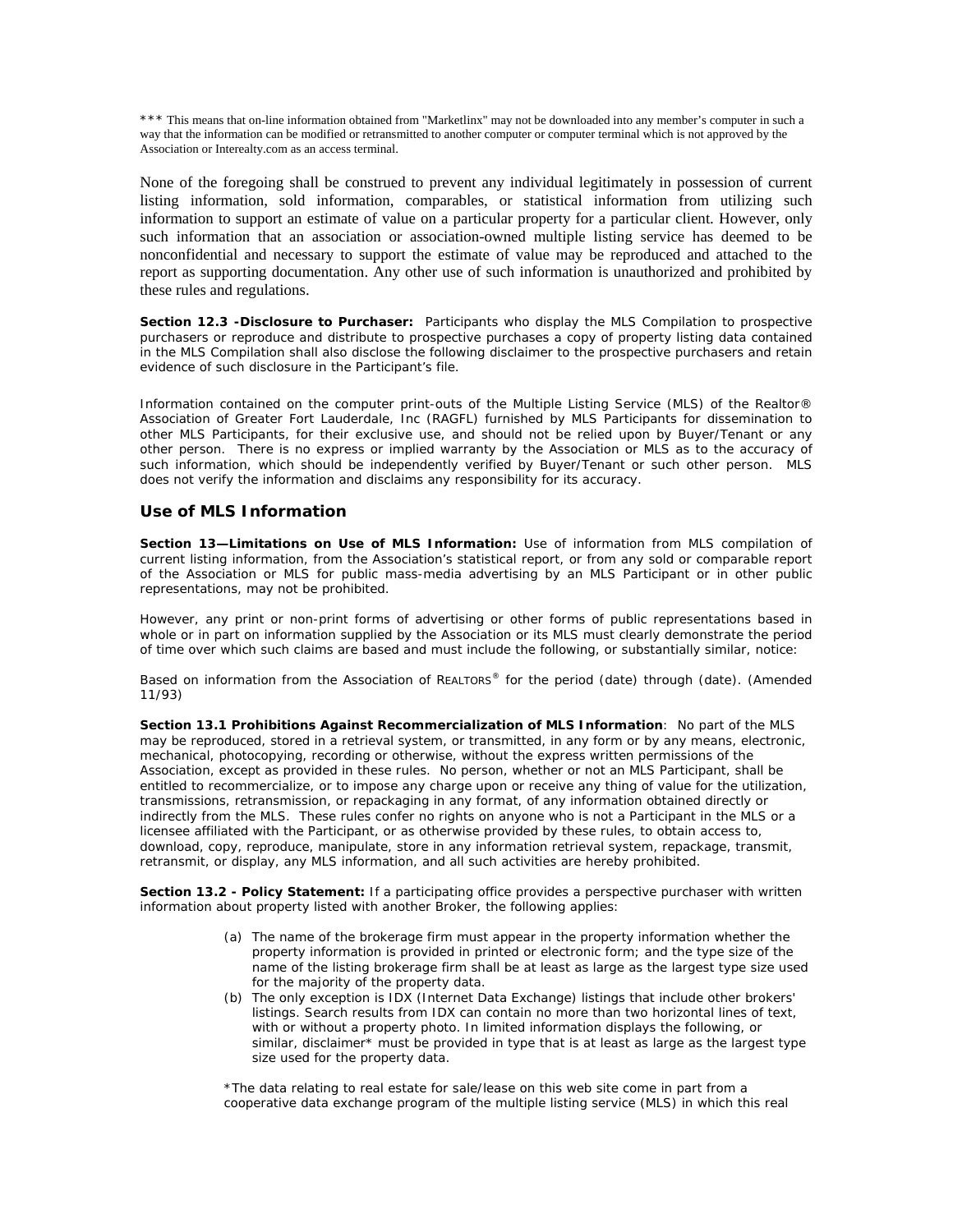*** This means that on-line information obtained from "Marketlinx" may not be downloaded into any member's computer in such a way that the information can be modified or retransmitted to another computer or computer terminal which is not approved by the Association or Interealty.com as an access terminal.

None of the foregoing shall be construed to prevent any individual legitimately in possession of current listing information, sold information, comparables, or statistical information from utilizing such information to support an estimate of value on a particular property for a particular client. However, only such information that an association or association-owned multiple listing service has deemed to be nonconfidential and necessary to support the estimate of value may be reproduced and attached to the report as supporting documentation. Any other use of such information is unauthorized and prohibited by these rules and regulations.

**Section 12.3 -Disclosure to Purchaser:** Participants who display the MLS Compilation to prospective purchasers or reproduce and distribute to prospective purchases a copy of property listing data contained in the MLS Compilation shall also disclose the following disclaimer to the prospective purchasers and retain evidence of such disclosure in the Participant's file.

Information contained on the computer print-outs of the Multiple Listing Service (MLS) of the Realtor® Association of Greater Fort Lauderdale, Inc (RAGFL) furnished by MLS Participants for dissemination to other MLS Participants, for their exclusive use, and should not be relied upon by Buyer/Tenant or any other person. There is no express or implied warranty by the Association or MLS as to the accuracy of such information, which should be independently verified by Buyer/Tenant or such other person. MLS does not verify the information and disclaims any responsibility for its accuracy.

## Use of MLS Information

**Section 13—Limitations on Use of MLS Information:** Use of information from MLS compilation of current listing information, from the Association's statistical report, or from any sold or comparable report of the Association or MLS for public mass-media advertising by an MLS Participant or in other public representations, may not be prohibited.

However, any print or non-print forms of advertising or other forms of public representations based in whole or in part on information supplied by the Association or its MLS must clearly demonstrate the period of time over which such claims are based and must include the following, or substantially similar, notice:

Based on information from the Association of REALTORS® for the period (date) through (date). (Amended 11/93)

**Section 13.1 Prohibitions Against Recommercialization of MLS Information**: No part of the MLS may be reproduced, stored in a retrieval system, or transmitted, in any form or by any means, electronic, mechanical, photocopying, recording or otherwise, without the express written permissions of the Association, except as provided in these rules. No person, whether or not an MLS Participant, shall be entitled to recommercialize, or to impose any charge upon or receive any thing of value for the utilization, transmissions, retransmission, or repackaging in any format, of any information obtained directly or indirectly from the MLS. These rules confer no rights on anyone who is not a Participant in the MLS or a licensee affiliated with the Participant, or as otherwise provided by these rules, to obtain access to, download, copy, reproduce, manipulate, store in any information retrieval system, repackage, transmit, retransmit, or display, any MLS information, and all such activities are hereby prohibited.

**Section 13.2 - Policy Statement:** If a participating office provides a perspective purchaser with written information about property listed with another Broker, the following applies:

(a) The name of the brokerage firm must appear in the property information whether the property information is provided in printed or electronic form; and the type size of the name of the listing brokerage firm shall be at least as large as the largest type size used for the majority of the property data.

(b) The only exception is IDX (Internet Data Exchange) listings that include other brokers' listings. Search results from IDX can contain no more than two horizontal lines of text, with or without a property photo. In limited information displays the following, or similar, disclaimer* must be provided in type that is at least as large as the largest type size used for the property data.

*The data relating to real estate for sale/lease on this web site come in part from a cooperative data exchange program of the multiple listing service (MLS) in which this real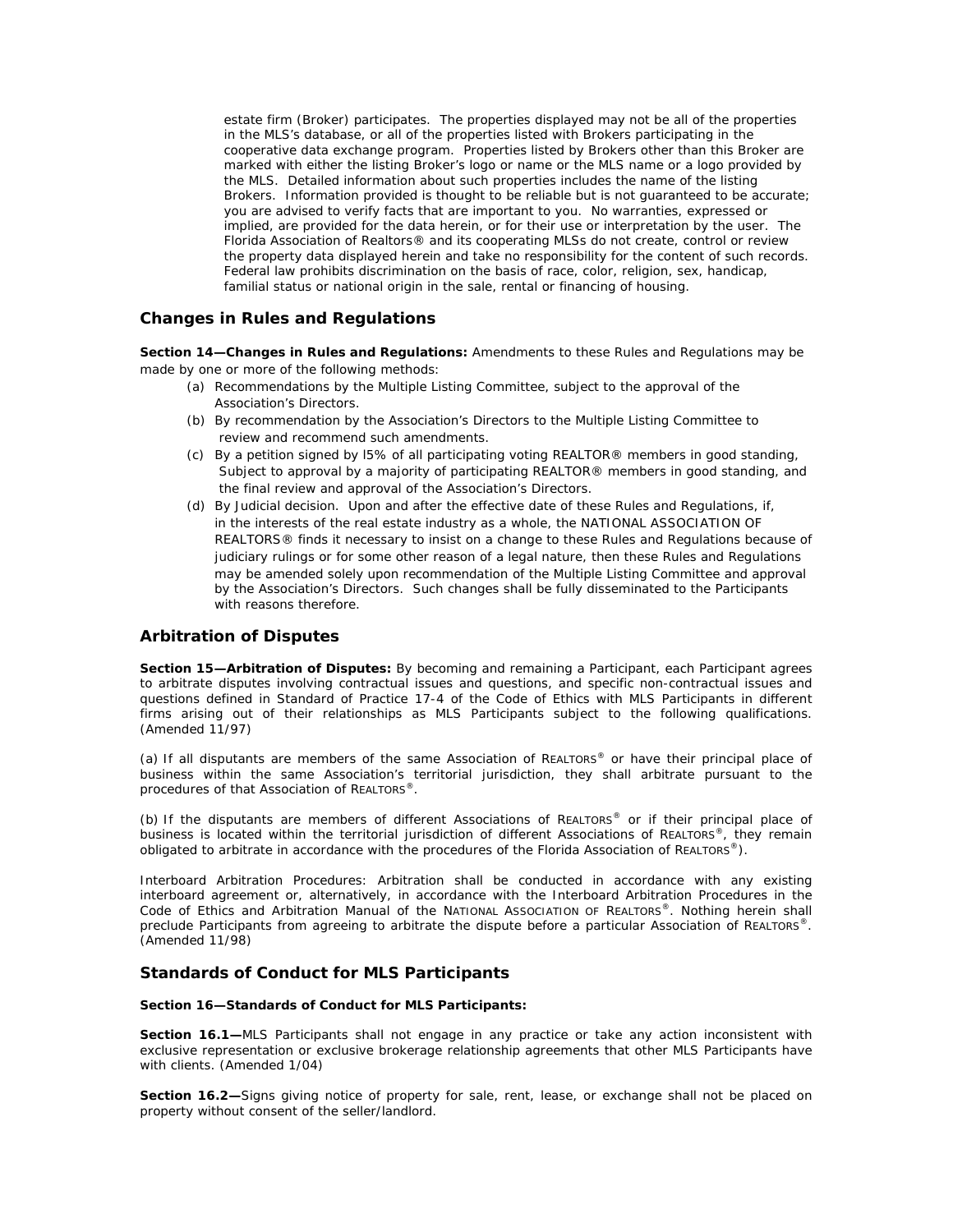estate firm (Broker) participates. The properties displayed may not be all of the properties in the MLS's database, or all of the properties listed with Brokers participating in the cooperative data exchange program. Properties listed by Brokers other than this Broker are marked with either the listing Broker's logo or name or the MLS name or a logo provided by the MLS. Detailed information about such properties includes the name of the listing Brokers. Information provided is thought to be reliable but is not guaranteed to be accurate; you are advised to verify facts that are important to you. No warranties, expressed or implied, are provided for the data herein, or for their use or interpretation by the user. The Florida Association of Realtors® and its cooperating MLSs do not create, control or review the property data displayed herein and take no responsibility for the content of such records. Federal law prohibits discrimination on the basis of race, color, religion, sex, handicap, familial status or national origin in the sale, rental or financing of housing.

## Changes in Rules and Regulations

**Section 14—Changes in Rules and Regulations:** Amendments to these Rules and Regulations may be made by one or more of the following methods:

(a) Recommendations by the Multiple Listing Committee, subject to the approval of the Association's Directors.

(b) By recommendation by the Association's Directors to the Multiple Listing Committee to review and recommend such amendments.

(c) By a petition signed by l5% of all participating voting REALTOR® members in good standing, Subject to approval by a majority of participating REALTOR® members in good standing, and the final review and approval of the Association's Directors.

(d) By Judicial decision. Upon and after the effective date of these Rules and Regulations, if, in the interests of the real estate industry as a whole, the NATIONAL ASSOCIATION OF REALTORS® finds it necessary to insist on a change to these Rules and Regulations because of judiciary rulings or for some other reason of a legal nature, then these Rules and Regulations may be amended solely upon recommendation of the Multiple Listing Committee and approval by the Association's Directors. Such changes shall be fully disseminated to the Participants with reasons therefore.

## Arbitration of Disputes

**Section 15—Arbitration of Disputes:** By becoming and remaining a Participant, each Participant agrees to arbitrate disputes involving contractual issues and questions, and specific non-contractual issues and questions defined in Standard of Practice 17-4 of the Code of Ethics with MLS Participants in different firms arising out of their relationships as MLS Participants subject to the following qualifications. (Amended 11/97)

(a) If all disputants are members of the same Association of REALTORS® or have their principal place of business within the same Association's territorial jurisdiction, they shall arbitrate pursuant to the procedures of that Association of REALTORS®.

(b) If the disputants are members of different Associations of REALTORS® or if their principal place of business is located within the territorial jurisdiction of different Associations of REALTORS®, they remain obligated to arbitrate in accordance with the procedures of the Florida Association of REALTORS®).

Interboard Arbitration Procedures: Arbitration shall be conducted in accordance with any existing interboard agreement or, alternatively, in accordance with the Interboard Arbitration Procedures in the Code of Ethics and Arbitration Manual of the NATIONAL ASSOCIATION OF REALTORS®. Nothing herein shall preclude Participants from agreeing to arbitrate the dispute before a particular Association of REALTORS®. (Amended 11/98)

## Standards of Conduct for MLS Participants

**Section 16—Standards of Conduct for MLS Participants:**

**Section 16.1—**MLS Participants shall not engage in any practice or take any action inconsistent with exclusive representation or exclusive brokerage relationship agreements that other MLS Participants have with clients. (Amended 1/04)

**Section 16.2—**Signs giving notice of property for sale, rent, lease, or exchange shall not be placed on property without consent of the seller/landlord.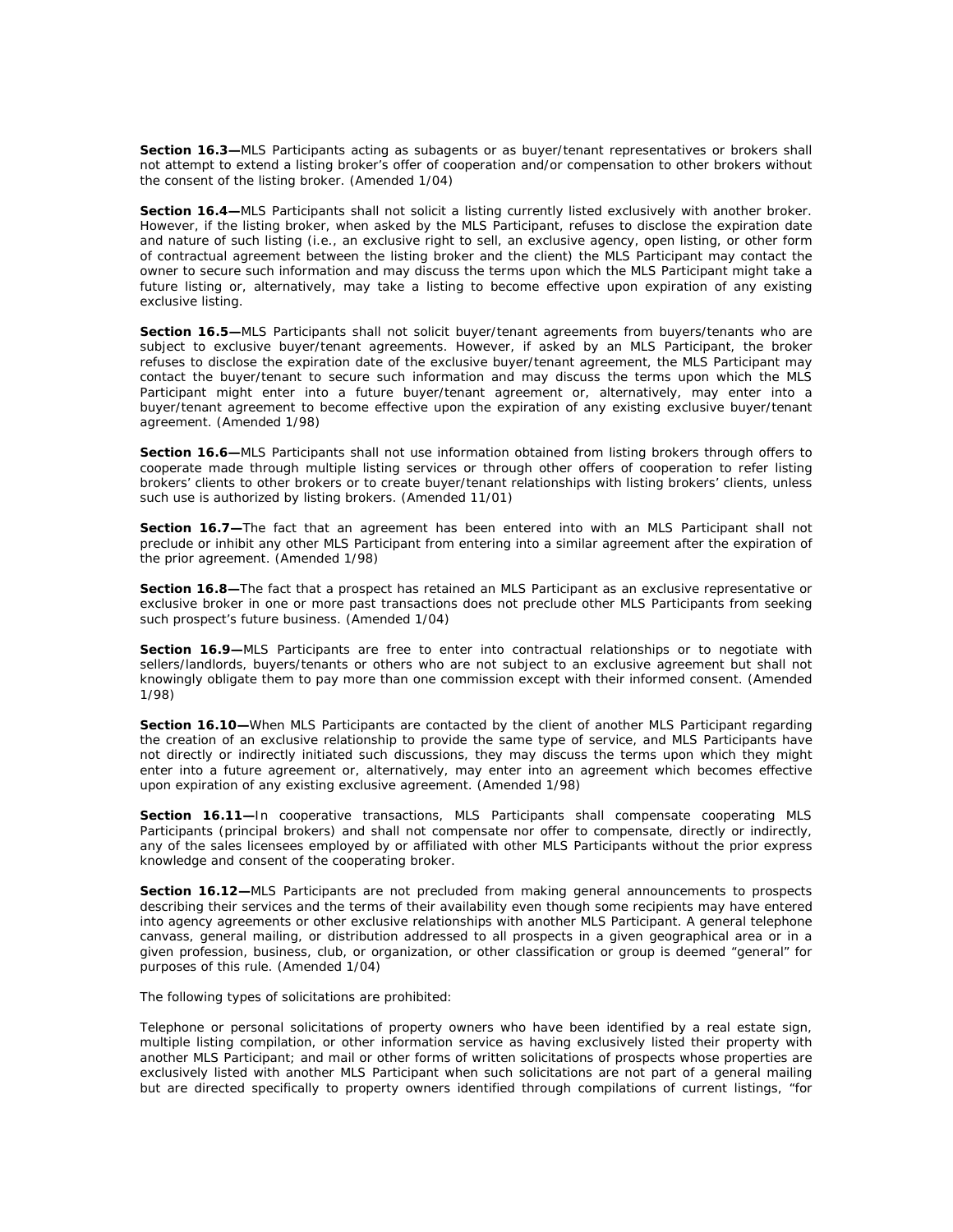**Section 16.3—**MLS Participants acting as subagents or as buyer/tenant representatives or brokers shall not attempt to extend a listing broker's offer of cooperation and/or compensation to other brokers without the consent of the listing broker. (Amended 1/04)

**Section 16.4—**MLS Participants shall not solicit a listing currently listed exclusively with another broker. However, if the listing broker, when asked by the MLS Participant, refuses to disclose the expiration date and nature of such listing (i.e., an exclusive right to sell, an exclusive agency, open listing, or other form of contractual agreement between the listing broker and the client) the MLS Participant may contact the owner to secure such information and may discuss the terms upon which the MLS Participant might take a future listing or, alternatively, may take a listing to become effective upon expiration of any existing exclusive listing.

**Section 16.5—**MLS Participants shall not solicit buyer/tenant agreements from buyers/tenants who are subject to exclusive buyer/tenant agreements. However, if asked by an MLS Participant, the broker refuses to disclose the expiration date of the exclusive buyer/tenant agreement, the MLS Participant may contact the buyer/tenant to secure such information and may discuss the terms upon which the MLS Participant might enter into a future buyer/tenant agreement or, alternatively, may enter into a buyer/tenant agreement to become effective upon the expiration of any existing exclusive buyer/tenant agreement. (Amended 1/98)

**Section 16.6—**MLS Participants shall not use information obtained from listing brokers through offers to cooperate made through multiple listing services or through other offers of cooperation to refer listing brokers' clients to other brokers or to create buyer/tenant relationships with listing brokers' clients, unless such use is authorized by listing brokers. (Amended 11/01)

**Section 16.7—**The fact that an agreement has been entered into with an MLS Participant shall not preclude or inhibit any other MLS Participant from entering into a similar agreement after the expiration of the prior agreement. (Amended 1/98)

**Section 16.8—**The fact that a prospect has retained an MLS Participant as an exclusive representative or exclusive broker in one or more past transactions does not preclude other MLS Participants from seeking such prospect's future business. (Amended 1/04)

**Section 16.9—**MLS Participants are free to enter into contractual relationships or to negotiate with sellers/landlords, buyers/tenants or others who are not subject to an exclusive agreement but shall not knowingly obligate them to pay more than one commission except with their informed consent. (Amended 1/98)

**Section 16.10—**When MLS Participants are contacted by the client of another MLS Participant regarding the creation of an exclusive relationship to provide the same type of service, and MLS Participants have not directly or indirectly initiated such discussions, they may discuss the terms upon which they might enter into a future agreement or, alternatively, may enter into an agreement which becomes effective upon expiration of any existing exclusive agreement. (Amended 1/98)

**Section 16.11—**In cooperative transactions, MLS Participants shall compensate cooperating MLS Participants (principal brokers) and shall not compensate nor offer to compensate, directly or indirectly, any of the sales licensees employed by or affiliated with other MLS Participants without the prior express knowledge and consent of the cooperating broker.

**Section 16.12—**MLS Participants are not precluded from making general announcements to prospects describing their services and the terms of their availability even though some recipients may have entered into agency agreements or other exclusive relationships with another MLS Participant. A general telephone canvass, general mailing, or distribution addressed to all prospects in a given geographical area or in a given profession, business, club, or organization, or other classification or group is deemed "general" for purposes of this rule. (Amended 1/04)

The following types of solicitations are prohibited:

Telephone or personal solicitations of property owners who have been identified by a real estate sign, multiple listing compilation, or other information service as having exclusively listed their property with another MLS Participant; and mail or other forms of written solicitations of prospects whose properties are exclusively listed with another MLS Participant when such solicitations are not part of a general mailing but are directed specifically to property owners identified through compilations of current listings, "for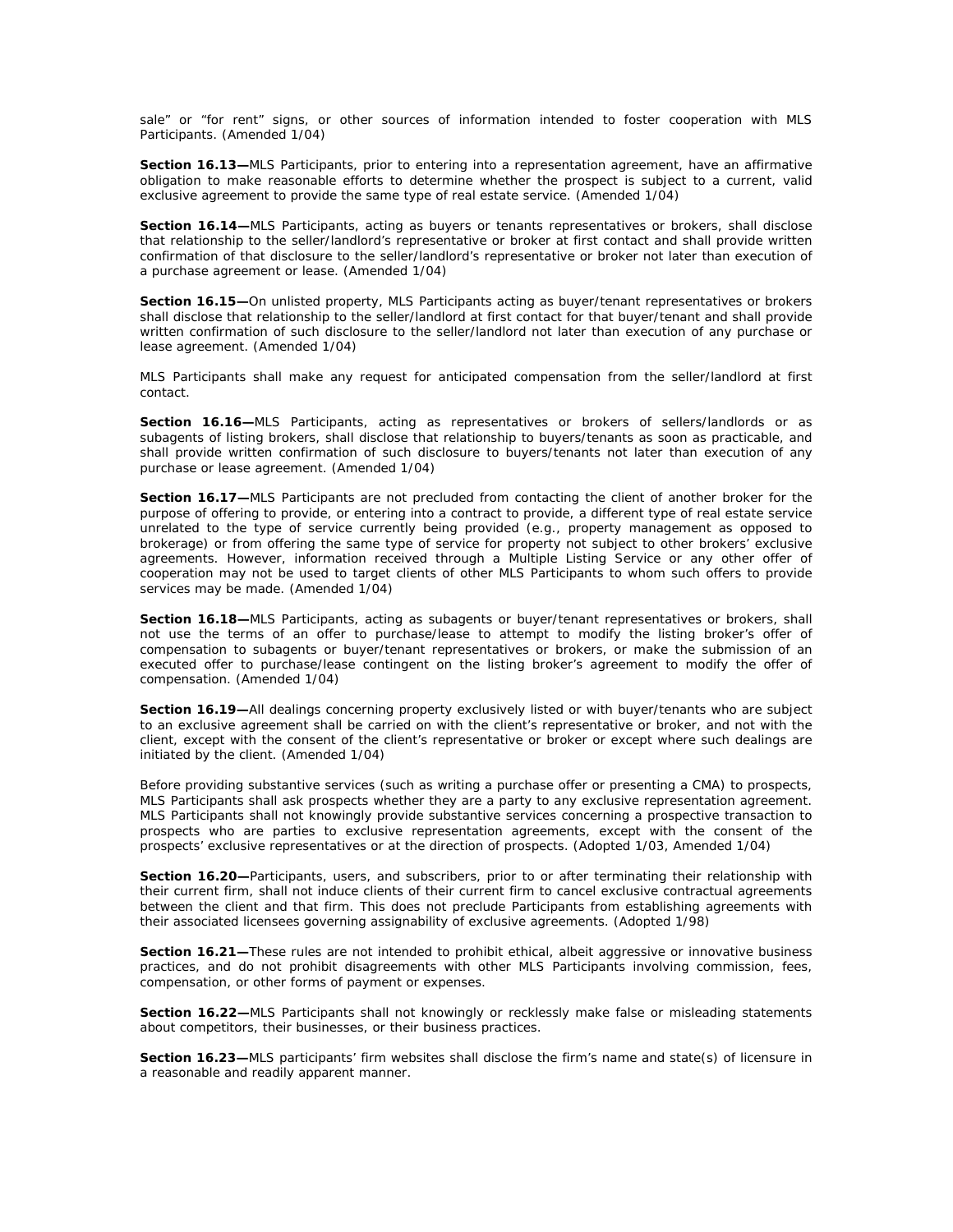sale" or "for rent" signs, or other sources of information intended to foster cooperation with MLS Participants. (Amended 1/04)

**Section 16.13—**MLS Participants, prior to entering into a representation agreement, have an affirmative obligation to make reasonable efforts to determine whether the prospect is subject to a current, valid exclusive agreement to provide the same type of real estate service. (Amended 1/04)

**Section 16.14—**MLS Participants, acting as buyers or tenants representatives or brokers, shall disclose that relationship to the seller/landlord's representative or broker at first contact and shall provide written confirmation of that disclosure to the seller/landlord's representative or broker not later than execution of a purchase agreement or lease. (Amended 1/04)

**Section 16.15—**On unlisted property, MLS Participants acting as buyer/tenant representatives or brokers shall disclose that relationship to the seller/landlord at first contact for that buyer/tenant and shall provide written confirmation of such disclosure to the seller/landlord not later than execution of any purchase or lease agreement. (Amended 1/04)

MLS Participants shall make any request for anticipated compensation from the seller/landlord at first contact.

**Section 16.16—**MLS Participants, acting as representatives or brokers of sellers/landlords or as subagents of listing brokers, shall disclose that relationship to buyers/tenants as soon as practicable, and shall provide written confirmation of such disclosure to buyers/tenants not later than execution of any purchase or lease agreement. (Amended 1/04)

**Section 16.17—**MLS Participants are not precluded from contacting the client of another broker for the purpose of offering to provide, or entering into a contract to provide, a different type of real estate service unrelated to the type of service currently being provided (e.g., property management as opposed to brokerage) or from offering the same type of service for property not subject to other brokers' exclusive agreements. However, information received through a Multiple Listing Service or any other offer of cooperation may not be used to target clients of other MLS Participants to whom such offers to provide services may be made. (Amended 1/04)

**Section 16.18—**MLS Participants, acting as subagents or buyer/tenant representatives or brokers, shall not use the terms of an offer to purchase/lease to attempt to modify the listing broker's offer of compensation to subagents or buyer/tenant representatives or brokers, or make the submission of an executed offer to purchase/lease contingent on the listing broker's agreement to modify the offer of compensation. (Amended 1/04)

**Section 16.19—**All dealings concerning property exclusively listed or with buyer/tenants who are subject to an exclusive agreement shall be carried on with the client's representative or broker, and not with the client, except with the consent of the client's representative or broker or except where such dealings are initiated by the client. (Amended 1/04)

Before providing substantive services (such as writing a purchase offer or presenting a CMA) to prospects, MLS Participants shall ask prospects whether they are a party to any exclusive representation agreement. MLS Participants shall not knowingly provide substantive services concerning a prospective transaction to prospects who are parties to exclusive representation agreements, except with the consent of the prospects' exclusive representatives or at the direction of prospects. (Adopted 1/03, Amended 1/04)

**Section 16.20—**Participants, users, and subscribers, prior to or after terminating their relationship with their current firm, shall not induce clients of their current firm to cancel exclusive contractual agreements between the client and that firm. This does not preclude Participants from establishing agreements with their associated licensees governing assignability of exclusive agreements. (Adopted 1/98)

**Section 16.21—**These rules are not intended to prohibit ethical, albeit aggressive or innovative business practices, and do not prohibit disagreements with other MLS Participants involving commission, fees, compensation, or other forms of payment or expenses.

**Section 16.22—**MLS Participants shall not knowingly or recklessly make false or misleading statements about competitors, their businesses, or their business practices.

**Section 16.23—**MLS participants' firm websites shall disclose the firm's name and state(s) of licensure in a reasonable and readily apparent manner.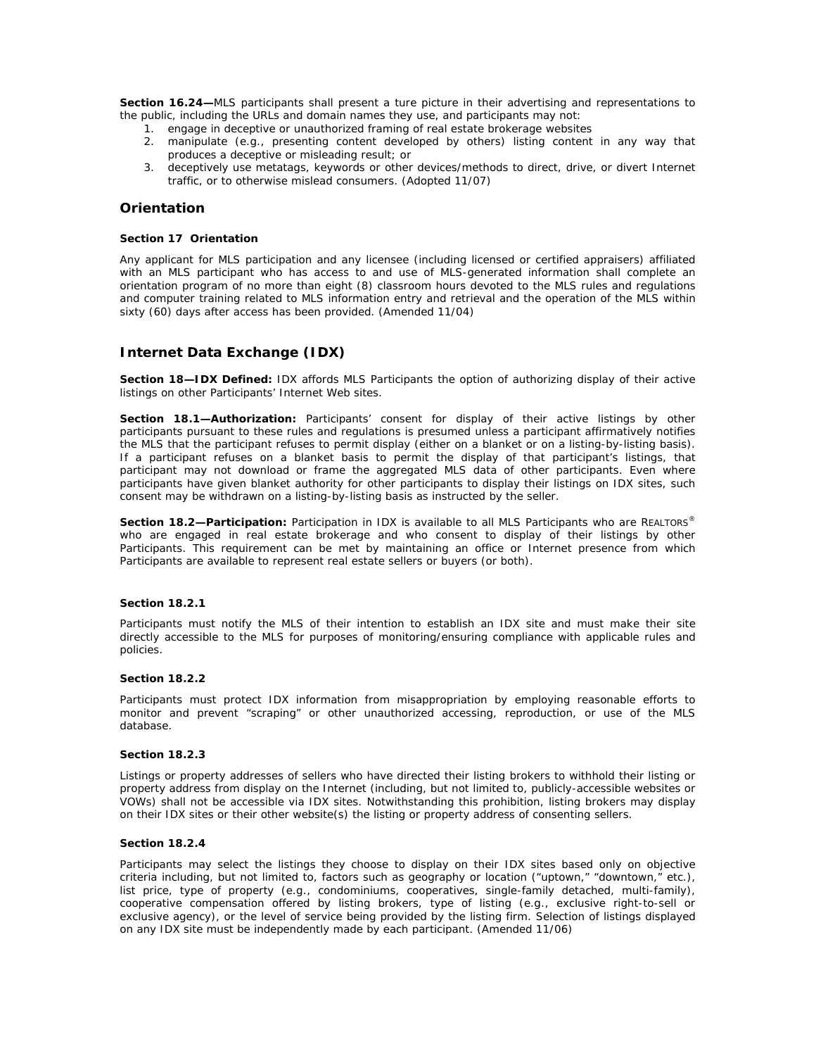**Section 16.24—**MLS participants shall present a ture picture in their advertising and representations to the public, including the URLs and domain names they use, and participants may not:

1. engage in deceptive or unauthorized framing of real estate brokerage websites
2. manipulate (e.g., presenting content developed by others) listing content in any way that produces a deceptive or misleading result; or
3. deceptively use metatags, keywords or other devices/methods to direct, drive, or divert Internet traffic, or to otherwise mislead consumers. (Adopted 11/07)

## Orientation

**Section 17 Orientation**

Any applicant for MLS participation and any licensee (including licensed or certified appraisers) affiliated with an MLS participant who has access to and use of MLS-generated information shall complete an orientation program of no more than eight (8) classroom hours devoted to the MLS rules and regulations and computer training related to MLS information entry and retrieval and the operation of the MLS within sixty (60) days after access has been provided. (Amended 11/04)

## Internet Data Exchange (IDX)

**Section 18—IDX Defined:** IDX affords MLS Participants the option of authorizing display of their active listings on other Participants' Internet Web sites.

**Section 18.1—Authorization:** Participants' consent for display of their active listings by other participants pursuant to these rules and regulations is presumed unless a participant affirmatively notifies the MLS that the participant refuses to permit display (either on a blanket or on a listing-by-listing basis). If a participant refuses on a blanket basis to permit the display of that participant's listings, that participant may not download or frame the aggregated MLS data of other participants. Even where participants have given blanket authority for other participants to display their listings on IDX sites, such consent may be withdrawn on a listing-by-listing basis as instructed by the seller.

**Section 18.2—Participation:** Participation in IDX is available to all MLS Participants who are REALTORS® who are engaged in real estate brokerage and who consent to display of their listings by other Participants. This requirement can be met by maintaining an office or Internet presence from which Participants are available to represent real estate sellers or buyers (or both).

**Section 18.2.1**

Participants must notify the MLS of their intention to establish an IDX site and must make their site directly accessible to the MLS for purposes of monitoring/ensuring compliance with applicable rules and policies.

**Section 18.2.2**

Participants must protect IDX information from misappropriation by employing reasonable efforts to monitor and prevent "scraping" or other unauthorized accessing, reproduction, or use of the MLS database.

**Section 18.2.3**

Listings or property addresses of sellers who have directed their listing brokers to withhold their listing or property address from display on the Internet (including, but not limited to, publicly-accessible websites or VOWs) shall not be accessible via IDX sites. Notwithstanding this prohibition, listing brokers may display on their IDX sites or their other website(s) the listing or property address of consenting sellers.

**Section 18.2.4**

Participants may select the listings they choose to display on their IDX sites based only on objective criteria including, but not limited to, factors such as geography or location ("uptown," "downtown," etc.), list price, type of property (e.g., condominiums, cooperatives, single-family detached, multi-family), cooperative compensation offered by listing brokers, type of listing (e.g., exclusive right-to-sell or exclusive agency), or the level of service being provided by the listing firm. Selection of listings displayed on any IDX site must be independently made by each participant. (Amended 11/06)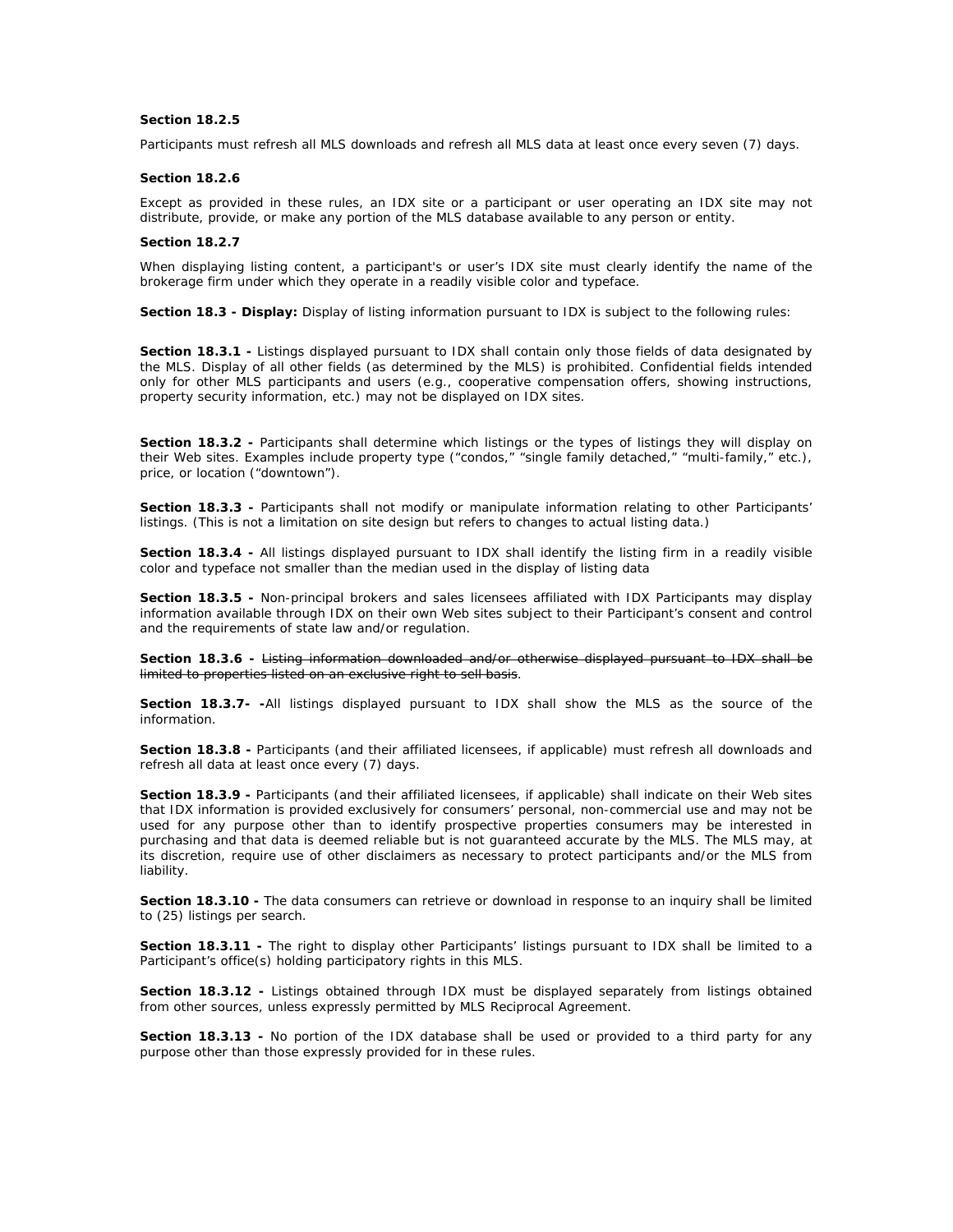**Section 18.2.5**

Participants must refresh all MLS downloads and refresh all MLS data at least once every seven (7) days.

**Section 18.2.6**

Except as provided in these rules, an IDX site or a participant or user operating an IDX site may not distribute, provide, or make any portion of the MLS database available to any person or entity.

**Section 18.2.7**

When displaying listing content, a participant's or user's IDX site must clearly identify the name of the brokerage firm under which they operate in a readily visible color and typeface.

**Section 18.3 - Display:** Display of listing information pursuant to IDX is subject to the following rules:

**Section 18.3.1 -** Listings displayed pursuant to IDX shall contain only those fields of data designated by the MLS. Display of all other fields (as determined by the MLS) is prohibited. Confidential fields intended only for other MLS participants and users (e.g., cooperative compensation offers, showing instructions, property security information, etc.) may not be displayed on IDX sites.

**Section 18.3.2 -** Participants shall determine which listings or the types of listings they will display on their Web sites. Examples include property type ("condos," "single family detached," "multi-family," etc.), price, or location ("downtown").

**Section 18.3.3 -** Participants shall not modify or manipulate information relating to other Participants' listings. (This is not a limitation on site design but refers to changes to actual listing data.)

**Section 18.3.4 -** All listings displayed pursuant to IDX shall identify the listing firm in a readily visible color and typeface not smaller than the median used in the display of listing data

**Section 18.3.5 -** Non-principal brokers and sales licensees affiliated with IDX Participants may display information available through IDX on their own Web sites subject to their Participant's consent and control and the requirements of state law and/or regulation.

**Section 18.3.6 -** ~~Listing information downloaded and/or otherwise displayed pursuant to IDX shall be limited to properties listed on an exclusive right to sell basis~~.

**Section 18.3.7- -**All listings displayed pursuant to IDX shall show the MLS as the source of the information.

**Section 18.3.8 -** Participants (and their affiliated licensees, if applicable) must refresh all downloads and refresh all data at least once every (7) days.

**Section 18.3.9 -** Participants (and their affiliated licensees, if applicable) shall indicate on their Web sites that IDX information is provided exclusively for consumers' personal, non-commercial use and may not be used for any purpose other than to identify prospective properties consumers may be interested in purchasing and that data is deemed reliable but is not guaranteed accurate by the MLS. The MLS may, at its discretion, require use of other disclaimers as necessary to protect participants and/or the MLS from liability.

**Section 18.3.10 -** The data consumers can retrieve or download in response to an inquiry shall be limited to (25) listings per search.

**Section 18.3.11 -** The right to display other Participants' listings pursuant to IDX shall be limited to a Participant's office(s) holding participatory rights in this MLS.

**Section 18.3.12 -** Listings obtained through IDX must be displayed separately from listings obtained from other sources, unless expressly permitted by MLS Reciprocal Agreement.

**Section 18.3.13 -** No portion of the IDX database shall be used or provided to a third party for any purpose other than those expressly provided for in these rules.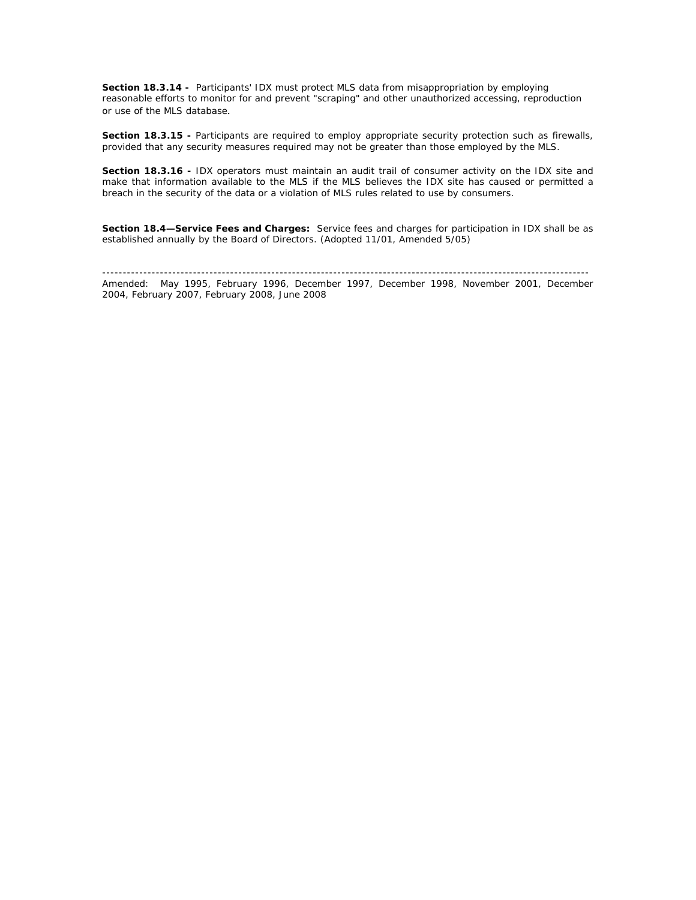**Section 18.3.14 -** Participants' IDX must protect MLS data from misappropriation by employing reasonable efforts to monitor for and prevent "scraping" and other unauthorized accessing, reproduction or use of the MLS database.

**Section 18.3.15 -** Participants are required to employ appropriate security protection such as firewalls, provided that any security measures required may not be greater than those employed by the MLS.

**Section 18.3.16 -** IDX operators must maintain an audit trail of consumer activity on the IDX site and make that information available to the MLS if the MLS believes the IDX site has caused or permitted a breach in the security of the data or a violation of MLS rules related to use by consumers.

**Section 18.4—Service Fees and Charges:** Service fees and charges for participation in IDX shall be as established annually by the Board of Directors. (Adopted 11/01, Amended 5/05)

---

Amended: May 1995, February 1996, December 1997, December 1998, November 2001, December 2004, February 2007, February 2008, June 2008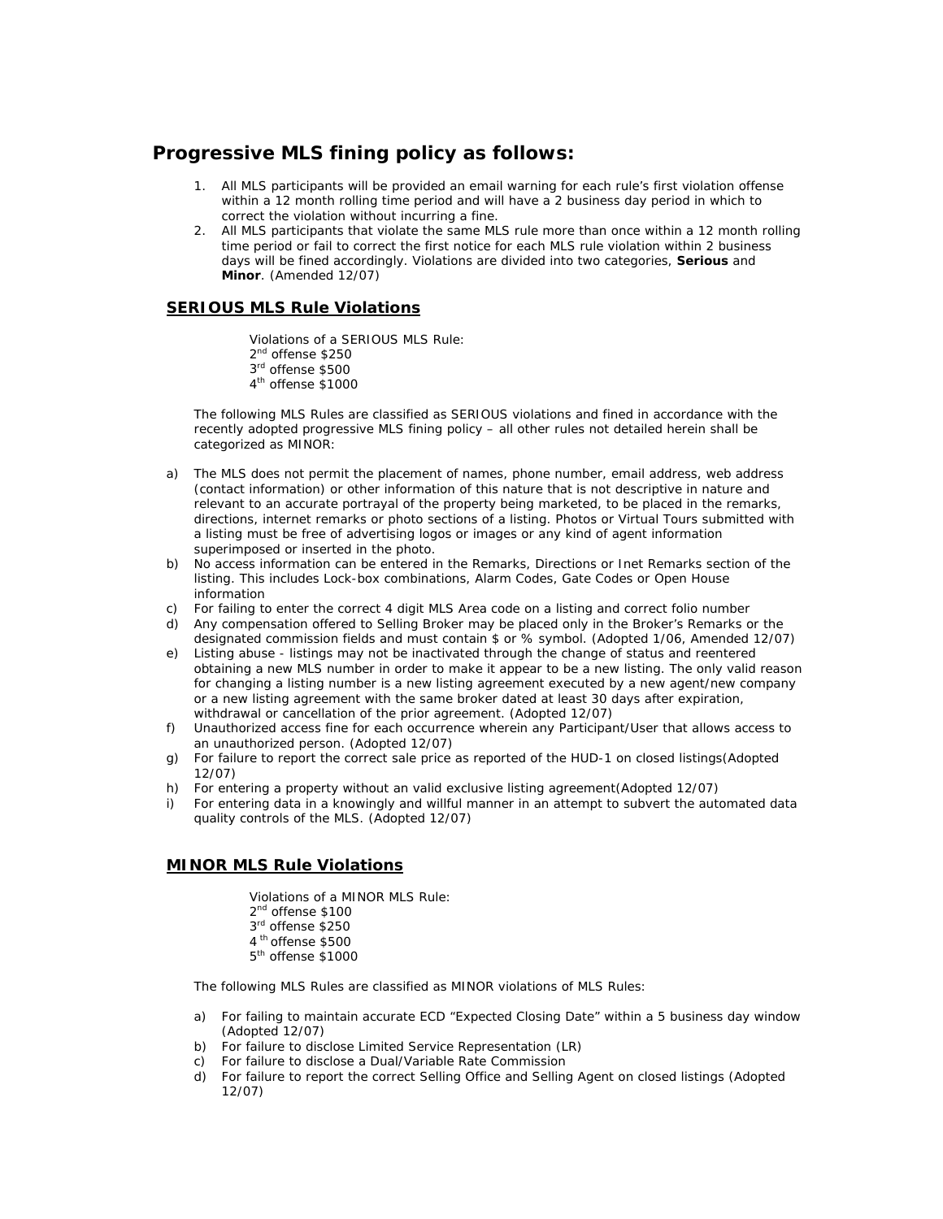# Progressive MLS fining policy as follows:

1. All MLS participants will be provided an email warning for each rule's first violation offense within a 12 month rolling time period and will have a 2 business day period in which to correct the violation without incurring a fine.
2. All MLS participants that violate the same MLS rule more than once within a 12 month rolling time period or fail to correct the first notice for each MLS rule violation within 2 business days will be fined accordingly. Violations are divided into two categories, **Serious** and **Minor**. (Amended 12/07)

## SERIOUS MLS Rule Violations

Violations of a SERIOUS MLS Rule:
2nd offense $250
3rd offense $500
4th offense $1000

The following MLS Rules are classified as SERIOUS violations and fined in accordance with the recently adopted progressive MLS fining policy – all other rules not detailed herein shall be categorized as MINOR:

a) The MLS does not permit the placement of names, phone number, email address, web address (contact information) or other information of this nature that is not descriptive in nature and relevant to an accurate portrayal of the property being marketed, to be placed in the remarks, directions, internet remarks or photo sections of a listing. Photos or Virtual Tours submitted with a listing must be free of advertising logos or images or any kind of agent information superimposed or inserted in the photo.
b) No access information can be entered in the Remarks, Directions or Inet Remarks section of the listing. This includes Lock-box combinations, Alarm Codes, Gate Codes or Open House information
c) For failing to enter the correct 4 digit MLS Area code on a listing and correct folio number
d) Any compensation offered to Selling Broker may be placed only in the Broker's Remarks or the designated commission fields and must contain $ or % symbol. (Adopted 1/06, Amended 12/07)
e) Listing abuse - listings may not be inactivated through the change of status and reentered obtaining a new MLS number in order to make it appear to be a new listing. The only valid reason for changing a listing number is a new listing agreement executed by a new agent/new company or a new listing agreement with the same broker dated at least 30 days after expiration, withdrawal or cancellation of the prior agreement. (Adopted 12/07)
f) Unauthorized access fine for each occurrence wherein any Participant/User that allows access to an unauthorized person. (Adopted 12/07)
g) For failure to report the correct sale price as reported of the HUD-1 on closed listings(Adopted 12/07)
h) For entering a property without an valid exclusive listing agreement(Adopted 12/07)
i) For entering data in a knowingly and willful manner in an attempt to subvert the automated data quality controls of the MLS. (Adopted 12/07)

## MINOR MLS Rule Violations

Violations of a MINOR MLS Rule:
2nd offense $100
3rd offense $250
4th offense $500
5th offense $1000

The following MLS Rules are classified as MINOR violations of MLS Rules:

a) For failing to maintain accurate ECD "Expected Closing Date" within a 5 business day window (Adopted 12/07)
b) For failure to disclose Limited Service Representation (LR)
c) For failure to disclose a Dual/Variable Rate Commission
d) For failure to report the correct Selling Office and Selling Agent on closed listings (Adopted 12/07)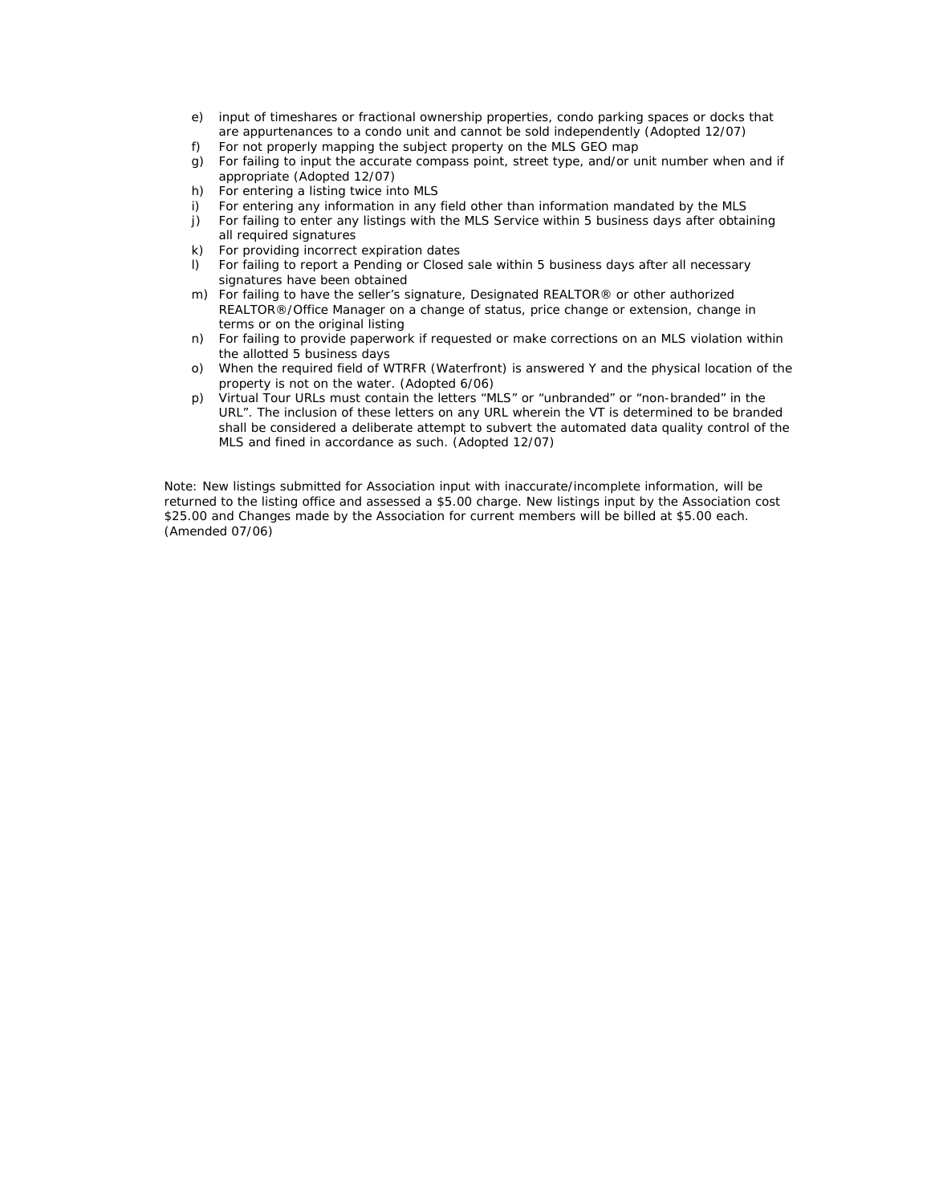e) input of timeshares or fractional ownership properties, condo parking spaces or docks that are appurtenances to a condo unit and cannot be sold independently (Adopted 12/07)
f) For not properly mapping the subject property on the MLS GEO map
g) For failing to input the accurate compass point, street type, and/or unit number when and if appropriate (Adopted 12/07)
h) For entering a listing twice into MLS
i) For entering any information in any field other than information mandated by the MLS
j) For failing to enter any listings with the MLS Service within 5 business days after obtaining all required signatures
k) For providing incorrect expiration dates
l) For failing to report a Pending or Closed sale within 5 business days after all necessary signatures have been obtained
m) For failing to have the seller's signature, Designated REALTOR® or other authorized REALTOR®/Office Manager on a change of status, price change or extension, change in terms or on the original listing
n) For failing to provide paperwork if requested or make corrections on an MLS violation within the allotted 5 business days
o) When the required field of WTRFR (Waterfront) is answered Y and the physical location of the property is not on the water. (Adopted 6/06)
p) Virtual Tour URLs must contain the letters "MLS" or "unbranded" or "non-branded" in the URL". The inclusion of these letters on any URL wherein the VT is determined to be branded shall be considered a deliberate attempt to subvert the automated data quality control of the MLS and fined in accordance as such. (Adopted 12/07)

Note: New listings submitted for Association input with inaccurate/incomplete information, will be returned to the listing office and assessed a $5.00 charge. New listings input by the Association cost $25.00 and Changes made by the Association for current members will be billed at $5.00 each. (Amended 07/06)